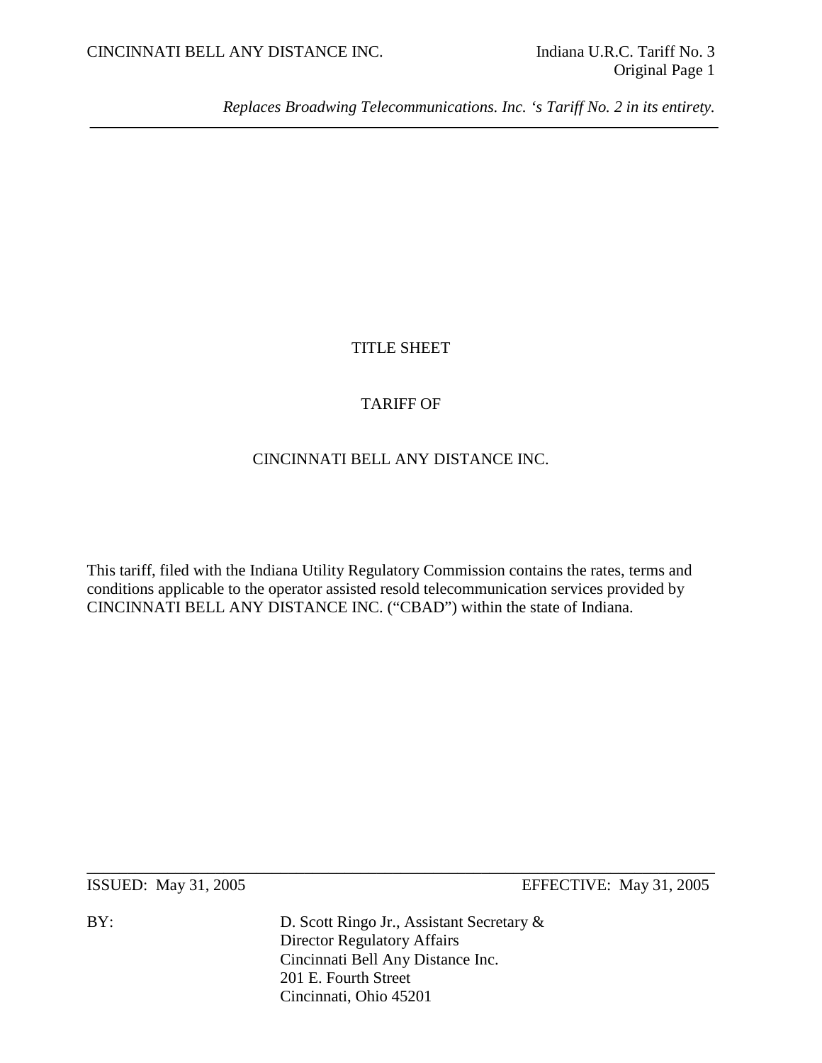*Replaces Broadwing Telecommunications. Inc. 's Tariff No. 2 in its entirety.*

# TITLE SHEET

## TARIFF OF

## CINCINNATI BELL ANY DISTANCE INC.

This tariff, filed with the Indiana Utility Regulatory Commission contains the rates, terms and conditions applicable to the operator assisted resold telecommunication services provided by CINCINNATI BELL ANY DISTANCE INC. ("CBAD") within the state of Indiana.

ISSUED: May 31, 2005 EFFECTIVE: May 31, 2005

BY: D. Scott Ringo Jr., Assistant Secretary &
Director Regulatory Affairs
Cincinnati Bell Any Distance Inc.
201 E. Fourth Street
Cincinnati, Ohio 45201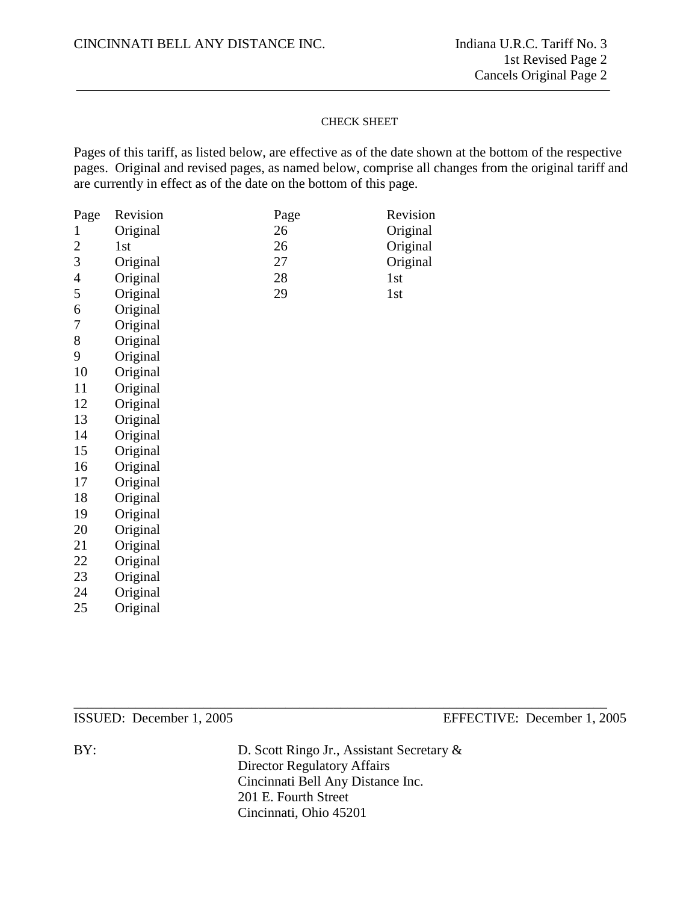CINCINNATI BELL ANY DISTANCE INC.

Indiana U.R.C. Tariff No. 3
1st Revised Page 2
Cancels Original Page 2

CHECK SHEET

Pages of this tariff, as listed below, are effective as of the date shown at the bottom of the respective pages. Original and revised pages, as named below, comprise all changes from the original tariff and are currently in effect as of the date on the bottom of this page.

| Page | Revision | Page | Revision |
|---|---|---|---|
| 1 | Original | 26 | Original |
| 2 | 1st | 26 | Original |
| 3 | Original | 27 | Original |
| 4 | Original | 28 | 1st |
| 5 | Original | 29 | 1st |
| 6 | Original | | |
| 7 | Original | | |
| 8 | Original | | |
| 9 | Original | | |
| 10 | Original | | |
| 11 | Original | | |
| 12 | Original | | |
| 13 | Original | | |
| 14 | Original | | |
| 15 | Original | | |
| 16 | Original | | |
| 17 | Original | | |
| 18 | Original | | |
| 19 | Original | | |
| 20 | Original | | |
| 21 | Original | | |
| 22 | Original | | |
| 23 | Original | | |
| 24 | Original | | |
| 25 | Original | | |

ISSUED: December 1, 2005

EFFECTIVE: December 1, 2005

BY: D. Scott Ringo Jr., Assistant Secretary &
Director Regulatory Affairs
Cincinnati Bell Any Distance Inc.
201 E. Fourth Street
Cincinnati, Ohio 45201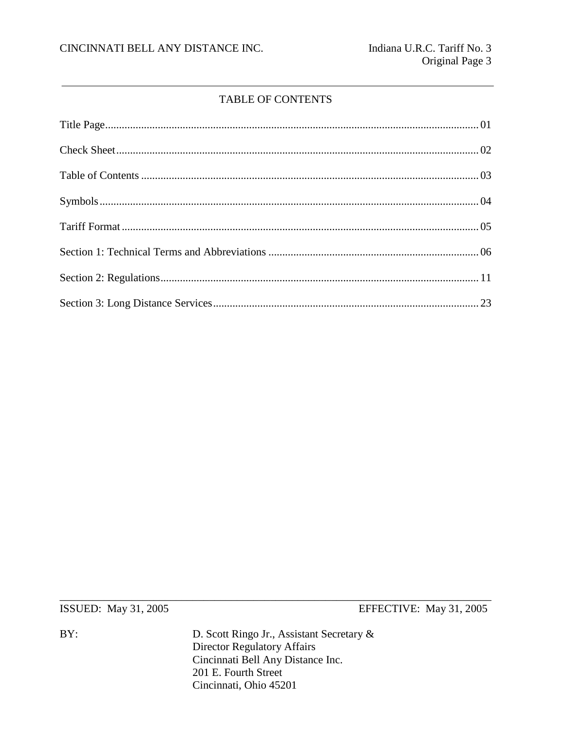# TABLE OF CONTENTS

| | |
|---|---|
| Title Page | 01 |
| Check Sheet | 02 |
| Table of Contents | 03 |
| Symbols | 04 |
| Tariff Format | 05 |
| Section 1: Technical Terms and Abbreviations | 06 |
| Section 2: Regulations | 11 |
| Section 3: Long Distance Services | 23 |

ISSUED: May 31, 2005 EFFECTIVE: May 31, 2005

BY: D. Scott Ringo Jr., Assistant Secretary &
Director Regulatory Affairs
Cincinnati Bell Any Distance Inc.
201 E. Fourth Street
Cincinnati, Ohio 45201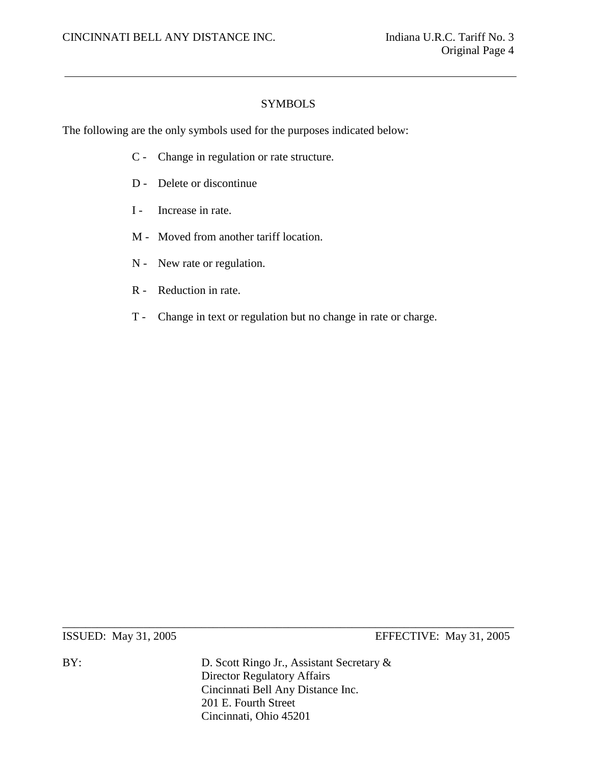# SYMBOLS

The following are the only symbols used for the purposes indicated below:

- C - Change in regulation or rate structure.
- D - Delete or discontinue
- I - Increase in rate.
- M - Moved from another tariff location.
- N - New rate or regulation.
- R - Reduction in rate.
- T - Change in text or regulation but no change in rate or charge.

ISSUED: May 31, 2005 EFFECTIVE: May 31, 2005

BY: D. Scott Ringo Jr., Assistant Secretary &
Director Regulatory Affairs
Cincinnati Bell Any Distance Inc.
201 E. Fourth Street
Cincinnati, Ohio 45201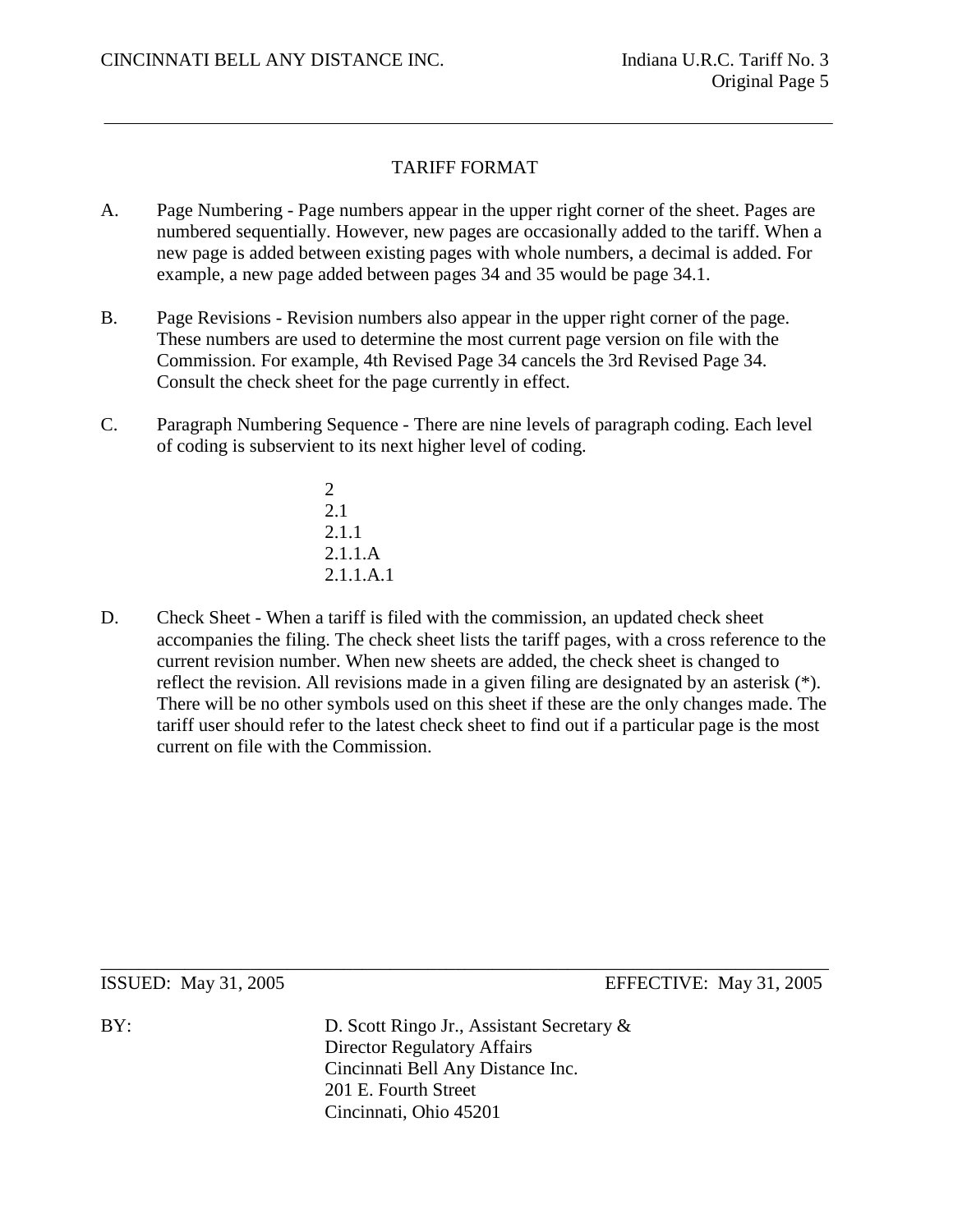# TARIFF FORMAT

A. Page Numbering - Page numbers appear in the upper right corner of the sheet. Pages are numbered sequentially. However, new pages are occasionally added to the tariff. When a new page is added between existing pages with whole numbers, a decimal is added. For example, a new page added between pages 34 and 35 would be page 34.1.

B. Page Revisions - Revision numbers also appear in the upper right corner of the page. These numbers are used to determine the most current page version on file with the Commission. For example, 4th Revised Page 34 cancels the 3rd Revised Page 34. Consult the check sheet for the page currently in effect.

C. Paragraph Numbering Sequence - There are nine levels of paragraph coding. Each level of coding is subservient to its next higher level of coding.

    2
    2.1
    2.1.1
    2.1.1.A
    2.1.1.A.1

D. Check Sheet - When a tariff is filed with the commission, an updated check sheet accompanies the filing. The check sheet lists the tariff pages, with a cross reference to the current revision number. When new sheets are added, the check sheet is changed to reflect the revision. All revisions made in a given filing are designated by an asterisk (*). There will be no other symbols used on this sheet if these are the only changes made. The tariff user should refer to the latest check sheet to find out if a particular page is the most current on file with the Commission.

ISSUED: May 31, 2005    EFFECTIVE: May 31, 2005

BY: D. Scott Ringo Jr., Assistant Secretary &
Director Regulatory Affairs
Cincinnati Bell Any Distance Inc.
201 E. Fourth Street
Cincinnati, Ohio 45201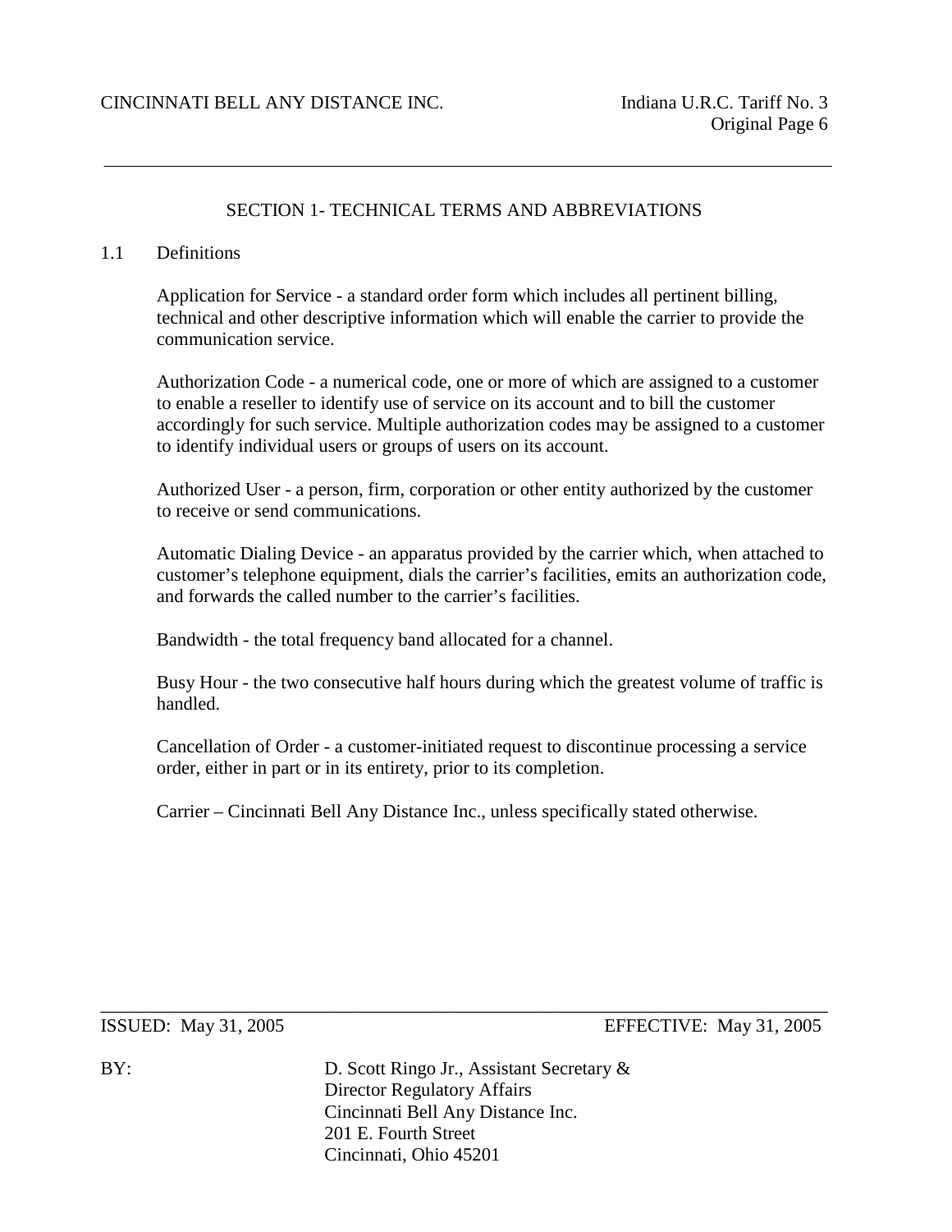## SECTION 1- TECHNICAL TERMS AND ABBREVIATIONS

1.1 Definitions

Application for Service - a standard order form which includes all pertinent billing, technical and other descriptive information which will enable the carrier to provide the communication service.

Authorization Code - a numerical code, one or more of which are assigned to a customer to enable a reseller to identify use of service on its account and to bill the customer accordingly for such service. Multiple authorization codes may be assigned to a customer to identify individual users or groups of users on its account.

Authorized User - a person, firm, corporation or other entity authorized by the customer to receive or send communications.

Automatic Dialing Device - an apparatus provided by the carrier which, when attached to customer's telephone equipment, dials the carrier's facilities, emits an authorization code, and forwards the called number to the carrier's facilities.

Bandwidth - the total frequency band allocated for a channel.

Busy Hour - the two consecutive half hours during which the greatest volume of traffic is handled.

Cancellation of Order - a customer-initiated request to discontinue processing a service order, either in part or in its entirety, prior to its completion.

Carrier – Cincinnati Bell Any Distance Inc., unless specifically stated otherwise.

ISSUED: May 31, 2005 EFFECTIVE: May 31, 2005

BY: D. Scott Ringo Jr., Assistant Secretary & Director Regulatory Affairs
Cincinnati Bell Any Distance Inc.
201 E. Fourth Street
Cincinnati, Ohio 45201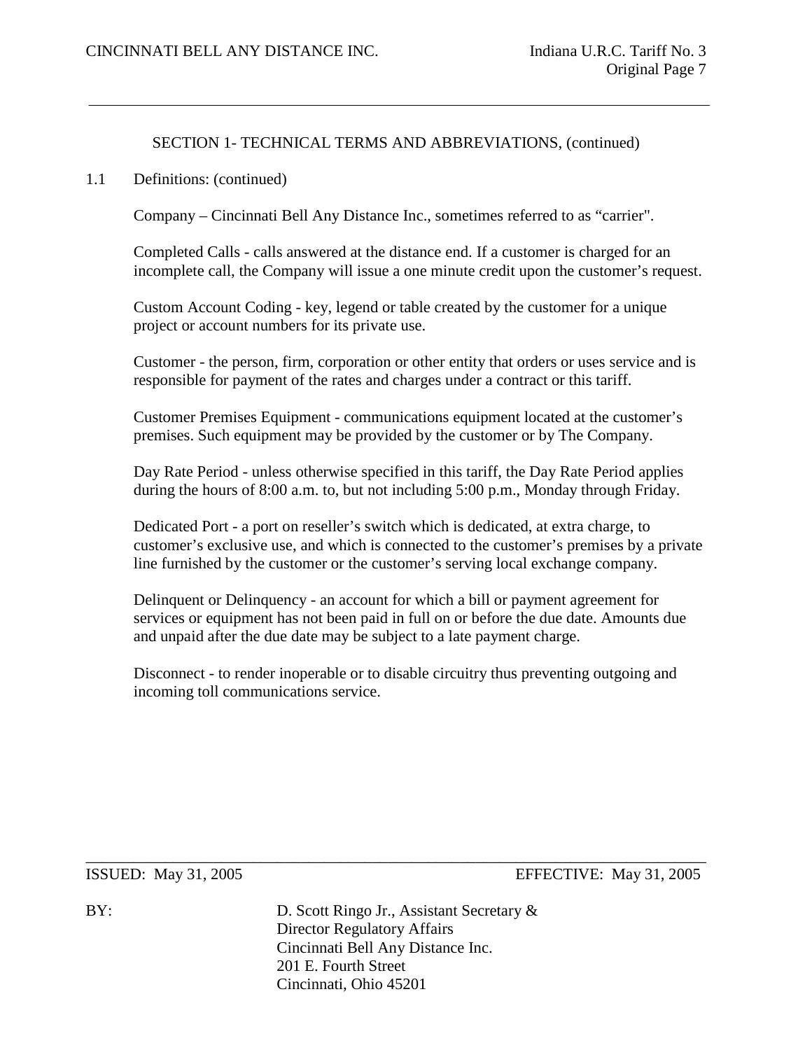SECTION 1- TECHNICAL TERMS AND ABBREVIATIONS, (continued)

1.1 Definitions: (continued)

Company – Cincinnati Bell Any Distance Inc., sometimes referred to as “carrier".

Completed Calls - calls answered at the distance end. If a customer is charged for an incomplete call, the Company will issue a one minute credit upon the customer’s request.

Custom Account Coding - key, legend or table created by the customer for a unique project or account numbers for its private use.

Customer - the person, firm, corporation or other entity that orders or uses service and is responsible for payment of the rates and charges under a contract or this tariff.

Customer Premises Equipment - communications equipment located at the customer’s premises. Such equipment may be provided by the customer or by The Company.

Day Rate Period - unless otherwise specified in this tariff, the Day Rate Period applies during the hours of 8:00 a.m. to, but not including 5:00 p.m., Monday through Friday.

Dedicated Port - a port on reseller’s switch which is dedicated, at extra charge, to customer’s exclusive use, and which is connected to the customer’s premises by a private line furnished by the customer or the customer’s serving local exchange company.

Delinquent or Delinquency - an account for which a bill or payment agreement for services or equipment has not been paid in full on or before the due date. Amounts due and unpaid after the due date may be subject to a late payment charge.

Disconnect - to render inoperable or to disable circuitry thus preventing outgoing and incoming toll communications service.

ISSUED: May 31, 2005 EFFECTIVE: May 31, 2005

BY: D. Scott Ringo Jr., Assistant Secretary & Director Regulatory Affairs
Cincinnati Bell Any Distance Inc.
201 E. Fourth Street
Cincinnati, Ohio 45201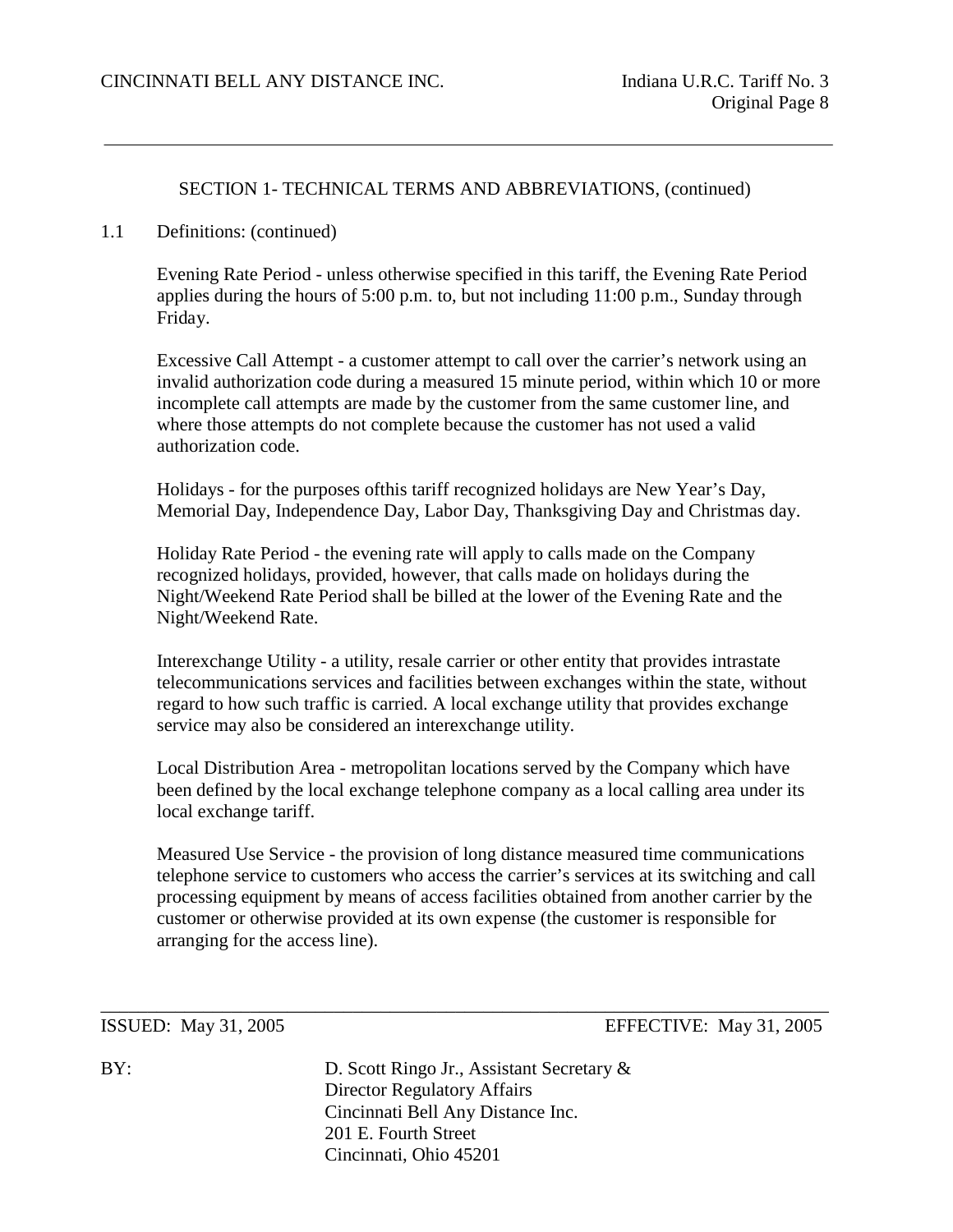## SECTION 1- TECHNICAL TERMS AND ABBREVIATIONS, (continued)

1.1 Definitions: (continued)

Evening Rate Period - unless otherwise specified in this tariff, the Evening Rate Period applies during the hours of 5:00 p.m. to, but not including 11:00 p.m., Sunday through Friday.

Excessive Call Attempt - a customer attempt to call over the carrier's network using an invalid authorization code during a measured 15 minute period, within which 10 or more incomplete call attempts are made by the customer from the same customer line, and where those attempts do not complete because the customer has not used a valid authorization code.

Holidays - for the purposes ofthis tariff recognized holidays are New Year's Day, Memorial Day, Independence Day, Labor Day, Thanksgiving Day and Christmas day.

Holiday Rate Period - the evening rate will apply to calls made on the Company recognized holidays, provided, however, that calls made on holidays during the Night/Weekend Rate Period shall be billed at the lower of the Evening Rate and the Night/Weekend Rate.

Interexchange Utility - a utility, resale carrier or other entity that provides intrastate telecommunications services and facilities between exchanges within the state, without regard to how such traffic is carried. A local exchange utility that provides exchange service may also be considered an interexchange utility.

Local Distribution Area - metropolitan locations served by the Company which have been defined by the local exchange telephone company as a local calling area under its local exchange tariff.

Measured Use Service - the provision of long distance measured time communications telephone service to customers who access the carrier's services at its switching and call processing equipment by means of access facilities obtained from another carrier by the customer or otherwise provided at its own expense (the customer is responsible for arranging for the access line).

ISSUED: May 31, 2005 EFFECTIVE: May 31, 2005

BY: D. Scott Ringo Jr., Assistant Secretary & Director Regulatory Affairs
Cincinnati Bell Any Distance Inc.
201 E. Fourth Street
Cincinnati, Ohio 45201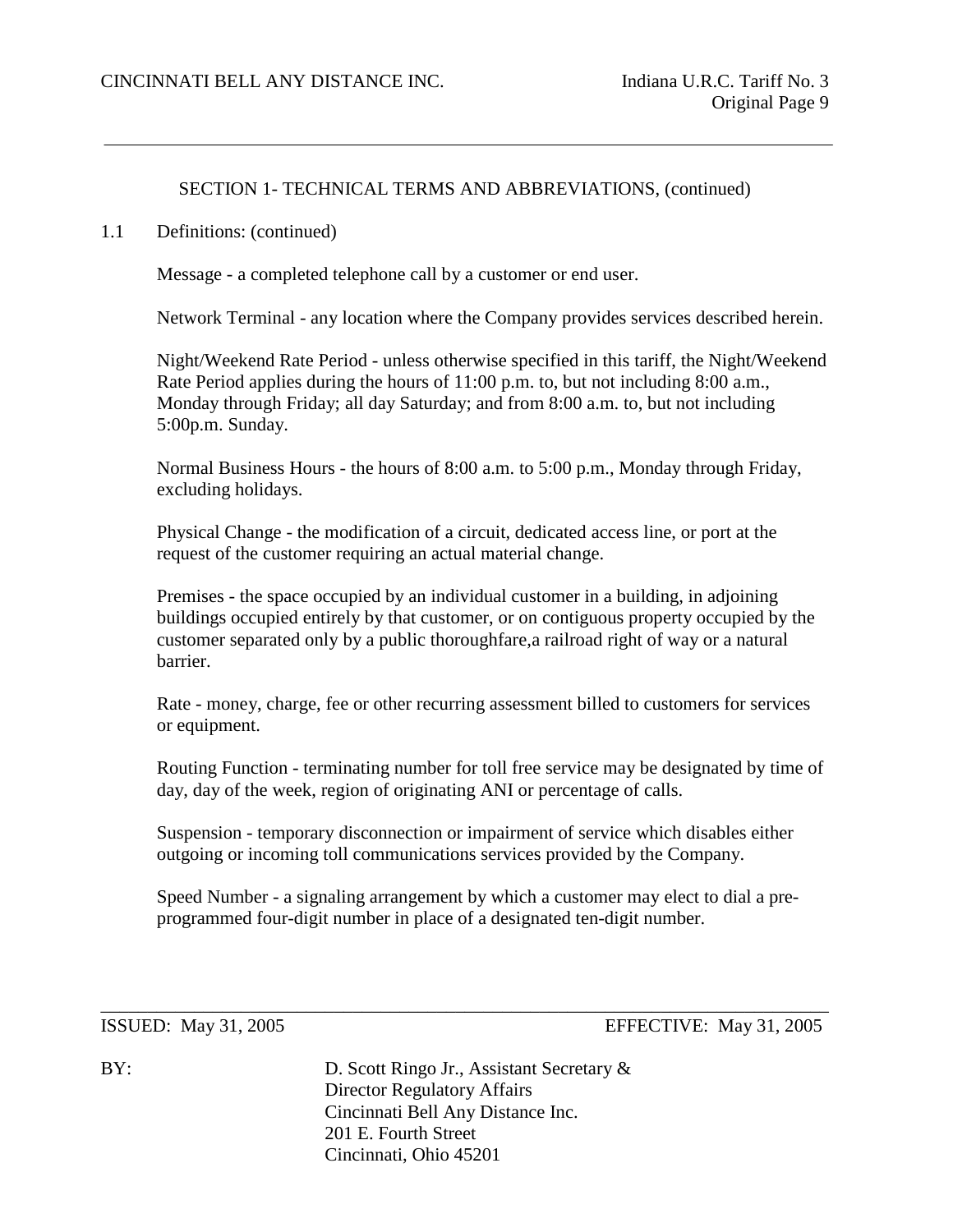## SECTION 1- TECHNICAL TERMS AND ABBREVIATIONS, (continued)

1.1 Definitions: (continued)

Message - a completed telephone call by a customer or end user.

Network Terminal - any location where the Company provides services described herein.

Night/Weekend Rate Period - unless otherwise specified in this tariff, the Night/Weekend Rate Period applies during the hours of 11:00 p.m. to, but not including 8:00 a.m., Monday through Friday; all day Saturday; and from 8:00 a.m. to, but not including 5:00p.m. Sunday.

Normal Business Hours - the hours of 8:00 a.m. to 5:00 p.m., Monday through Friday, excluding holidays.

Physical Change - the modification of a circuit, dedicated access line, or port at the request of the customer requiring an actual material change.

Premises - the space occupied by an individual customer in a building, in adjoining buildings occupied entirely by that customer, or on contiguous property occupied by the customer separated only by a public thoroughfare,a railroad right of way or a natural barrier.

Rate - money, charge, fee or other recurring assessment billed to customers for services or equipment.

Routing Function - terminating number for toll free service may be designated by time of day, day of the week, region of originating ANI or percentage of calls.

Suspension - temporary disconnection or impairment of service which disables either outgoing or incoming toll communications services provided by the Company.

Speed Number - a signaling arrangement by which a customer may elect to dial a pre-programmed four-digit number in place of a designated ten-digit number.

ISSUED: May 31, 2005 EFFECTIVE: May 31, 2005

BY: D. Scott Ringo Jr., Assistant Secretary &
Director Regulatory Affairs
Cincinnati Bell Any Distance Inc.
201 E. Fourth Street
Cincinnati, Ohio 45201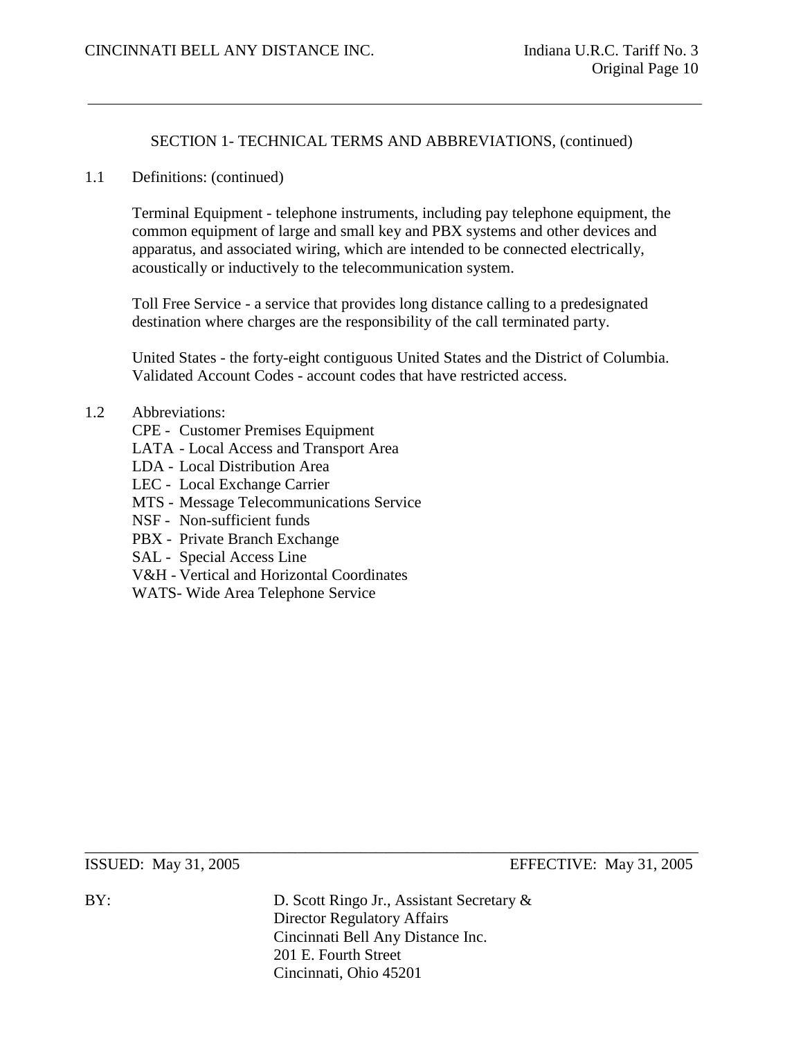## SECTION 1- TECHNICAL TERMS AND ABBREVIATIONS, (continued)

1.1 Definitions: (continued)

Terminal Equipment - telephone instruments, including pay telephone equipment, the common equipment of large and small key and PBX systems and other devices and apparatus, and associated wiring, which are intended to be connected electrically, acoustically or inductively to the telecommunication system.

Toll Free Service - a service that provides long distance calling to a predesignated destination where charges are the responsibility of the call terminated party.

United States - the forty-eight contiguous United States and the District of Columbia.
Validated Account Codes - account codes that have restricted access.

1.2 Abbreviations:

CPE - Customer Premises Equipment
LATA - Local Access and Transport Area
LDA - Local Distribution Area
LEC - Local Exchange Carrier
MTS - Message Telecommunications Service
NSF - Non-sufficient funds
PBX - Private Branch Exchange
SAL - Special Access Line
V&H - Vertical and Horizontal Coordinates
WATS- Wide Area Telephone Service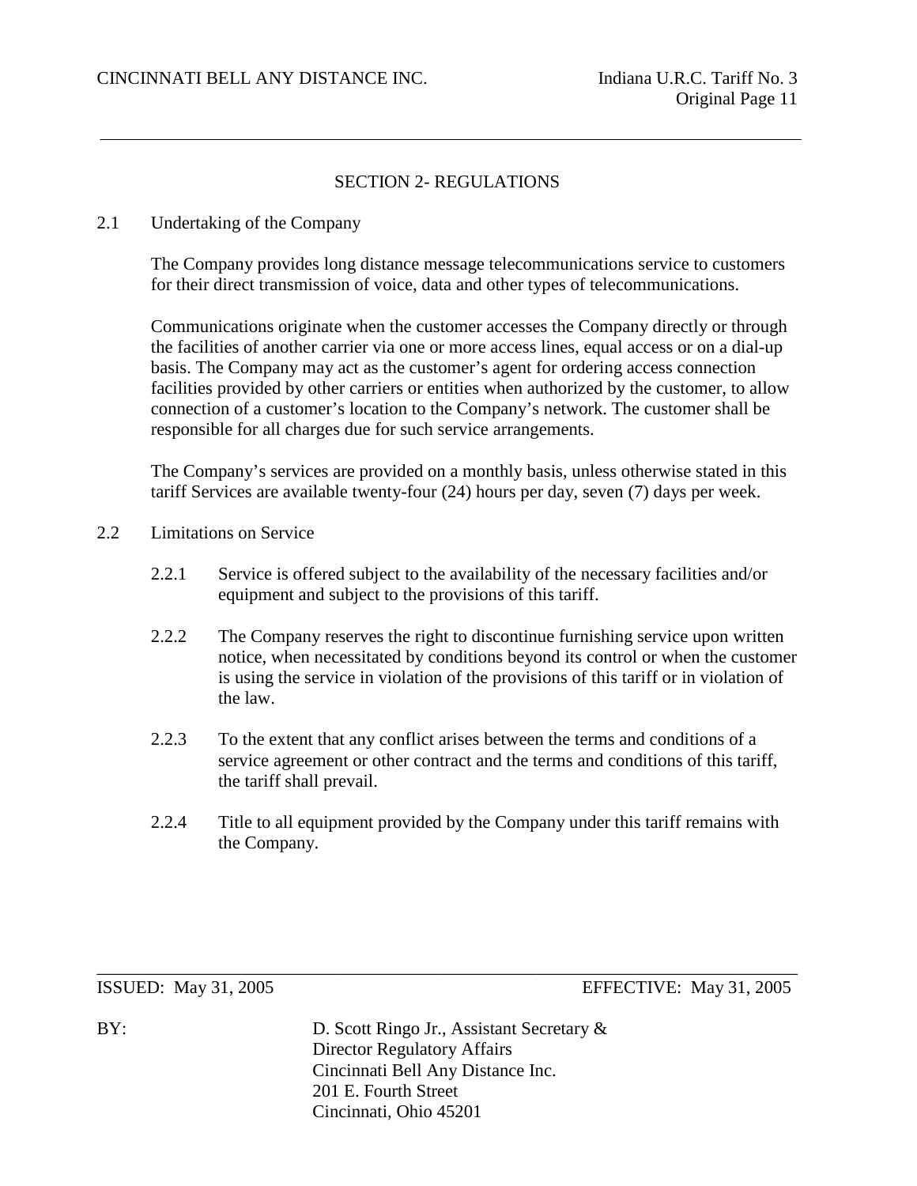## SECTION 2- REGULATIONS

### 2.1 Undertaking of the Company

The Company provides long distance message telecommunications service to customers for their direct transmission of voice, data and other types of telecommunications.

Communications originate when the customer accesses the Company directly or through the facilities of another carrier via one or more access lines, equal access or on a dial-up basis. The Company may act as the customer's agent for ordering access connection facilities provided by other carriers or entities when authorized by the customer, to allow connection of a customer's location to the Company's network. The customer shall be responsible for all charges due for such service arrangements.

The Company's services are provided on a monthly basis, unless otherwise stated in this tariff Services are available twenty-four (24) hours per day, seven (7) days per week.

### 2.2 Limitations on Service

2.2.1 Service is offered subject to the availability of the necessary facilities and/or equipment and subject to the provisions of this tariff.

2.2.2 The Company reserves the right to discontinue furnishing service upon written notice, when necessitated by conditions beyond its control or when the customer is using the service in violation of the provisions of this tariff or in violation of the law.

2.2.3 To the extent that any conflict arises between the terms and conditions of a service agreement or other contract and the terms and conditions of this tariff, the tariff shall prevail.

2.2.4 Title to all equipment provided by the Company under this tariff remains with the Company.

ISSUED: May 31, 2005 EFFECTIVE: May 31, 2005

BY: D. Scott Ringo Jr., Assistant Secretary & Director Regulatory Affairs
Cincinnati Bell Any Distance Inc.
201 E. Fourth Street
Cincinnati, Ohio 45201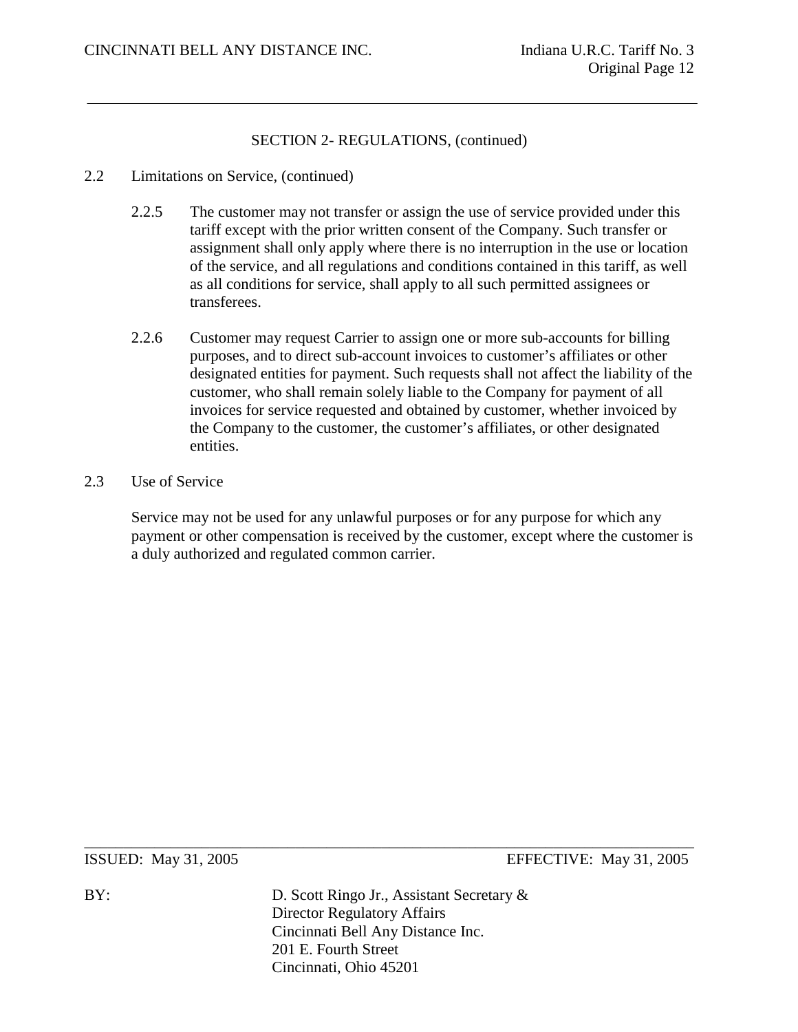## SECTION 2- REGULATIONS, (continued)

2.2 Limitations on Service, (continued)

2.2.5 The customer may not transfer or assign the use of service provided under this tariff except with the prior written consent of the Company. Such transfer or assignment shall only apply where there is no interruption in the use or location of the service, and all regulations and conditions contained in this tariff, as well as all conditions for service, shall apply to all such permitted assignees or transferees.

2.2.6 Customer may request Carrier to assign one or more sub-accounts for billing purposes, and to direct sub-account invoices to customer's affiliates or other designated entities for payment. Such requests shall not affect the liability of the customer, who shall remain solely liable to the Company for payment of all invoices for service requested and obtained by customer, whether invoiced by the Company to the customer, the customer's affiliates, or other designated entities.

2.3 Use of Service

Service may not be used for any unlawful purposes or for any purpose for which any payment or other compensation is received by the customer, except where the customer is a duly authorized and regulated common carrier.

ISSUED: May 31, 2005 EFFECTIVE: May 31, 2005

BY: D. Scott Ringo Jr., Assistant Secretary &
Director Regulatory Affairs
Cincinnati Bell Any Distance Inc.
201 E. Fourth Street
Cincinnati, Ohio 45201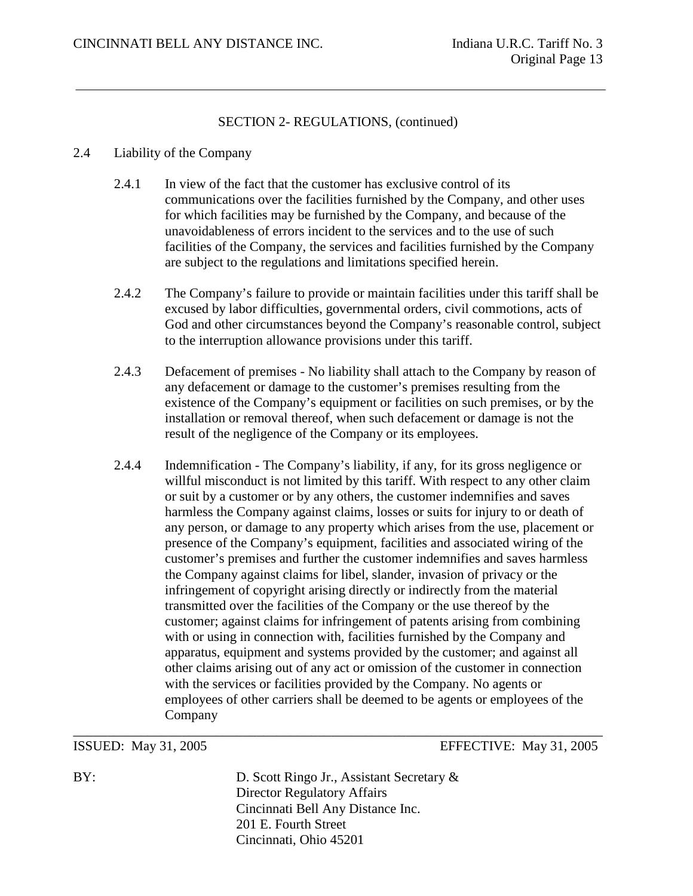SECTION 2- REGULATIONS, (continued)

## 2.4 Liability of the Company

2.4.1 In view of the fact that the customer has exclusive control of its communications over the facilities furnished by the Company, and other uses for which facilities may be furnished by the Company, and because of the unavoidableness of errors incident to the services and to the use of such facilities of the Company, the services and facilities furnished by the Company are subject to the regulations and limitations specified herein.

2.4.2 The Company's failure to provide or maintain facilities under this tariff shall be excused by labor difficulties, governmental orders, civil commotions, acts of God and other circumstances beyond the Company's reasonable control, subject to the interruption allowance provisions under this tariff.

2.4.3 Defacement of premises - No liability shall attach to the Company by reason of any defacement or damage to the customer's premises resulting from the existence of the Company's equipment or facilities on such premises, or by the installation or removal thereof, when such defacement or damage is not the result of the negligence of the Company or its employees.

2.4.4 Indemnification - The Company's liability, if any, for its gross negligence or willful misconduct is not limited by this tariff. With respect to any other claim or suit by a customer or by any others, the customer indemnifies and saves harmless the Company against claims, losses or suits for injury to or death of any person, or damage to any property which arises from the use, placement or presence of the Company's equipment, facilities and associated wiring of the customer's premises and further the customer indemnifies and saves harmless the Company against claims for libel, slander, invasion of privacy or the infringement of copyright arising directly or indirectly from the material transmitted over the facilities of the Company or the use thereof by the customer; against claims for infringement of patents arising from combining with or using in connection with, facilities furnished by the Company and apparatus, equipment and systems provided by the customer; and against all other claims arising out of any act or omission of the customer in connection with the services or facilities provided by the Company. No agents or employees of other carriers shall be deemed to be agents or employees of the Company

ISSUED: May 31, 2005 EFFECTIVE: May 31, 2005

BY: D. Scott Ringo Jr., Assistant Secretary & Director Regulatory Affairs
Cincinnati Bell Any Distance Inc.
201 E. Fourth Street
Cincinnati, Ohio 45201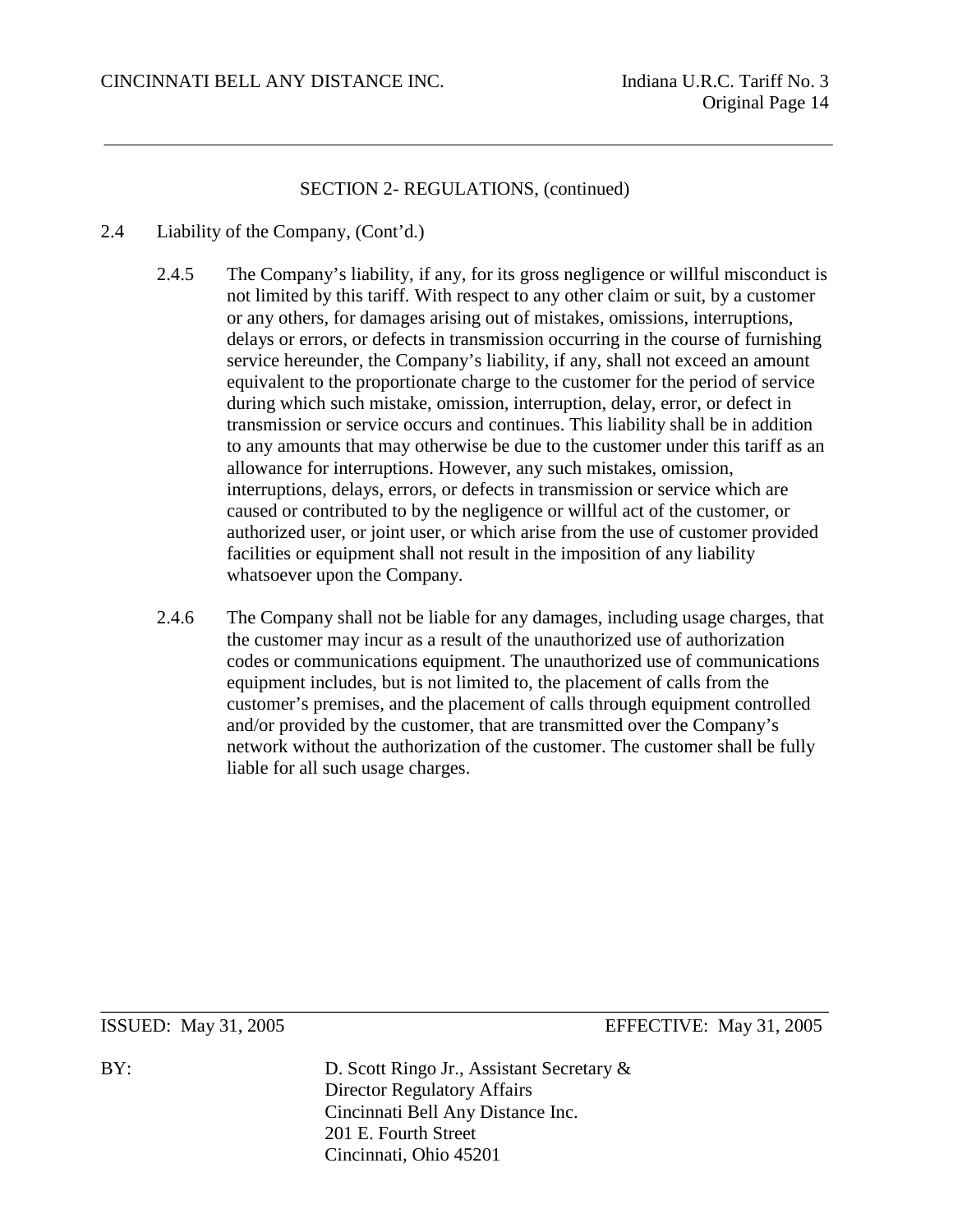SECTION 2- REGULATIONS, (continued)

2.4 Liability of the Company, (Cont'd.)

2.4.5 The Company's liability, if any, for its gross negligence or willful misconduct is not limited by this tariff. With respect to any other claim or suit, by a customer or any others, for damages arising out of mistakes, omissions, interruptions, delays or errors, or defects in transmission occurring in the course of furnishing service hereunder, the Company's liability, if any, shall not exceed an amount equivalent to the proportionate charge to the customer for the period of service during which such mistake, omission, interruption, delay, error, or defect in transmission or service occurs and continues. This liability shall be in addition to any amounts that may otherwise be due to the customer under this tariff as an allowance for interruptions. However, any such mistakes, omission, interruptions, delays, errors, or defects in transmission or service which are caused or contributed to by the negligence or willful act of the customer, or authorized user, or joint user, or which arise from the use of customer provided facilities or equipment shall not result in the imposition of any liability whatsoever upon the Company.

2.4.6 The Company shall not be liable for any damages, including usage charges, that the customer may incur as a result of the unauthorized use of authorization codes or communications equipment. The unauthorized use of communications equipment includes, but is not limited to, the placement of calls from the customer's premises, and the placement of calls through equipment controlled and/or provided by the customer, that are transmitted over the Company's network without the authorization of the customer. The customer shall be fully liable for all such usage charges.

ISSUED: May 31, 2005 EFFECTIVE: May 31, 2005

BY: D. Scott Ringo Jr., Assistant Secretary & Director Regulatory Affairs
Cincinnati Bell Any Distance Inc.
201 E. Fourth Street
Cincinnati, Ohio 45201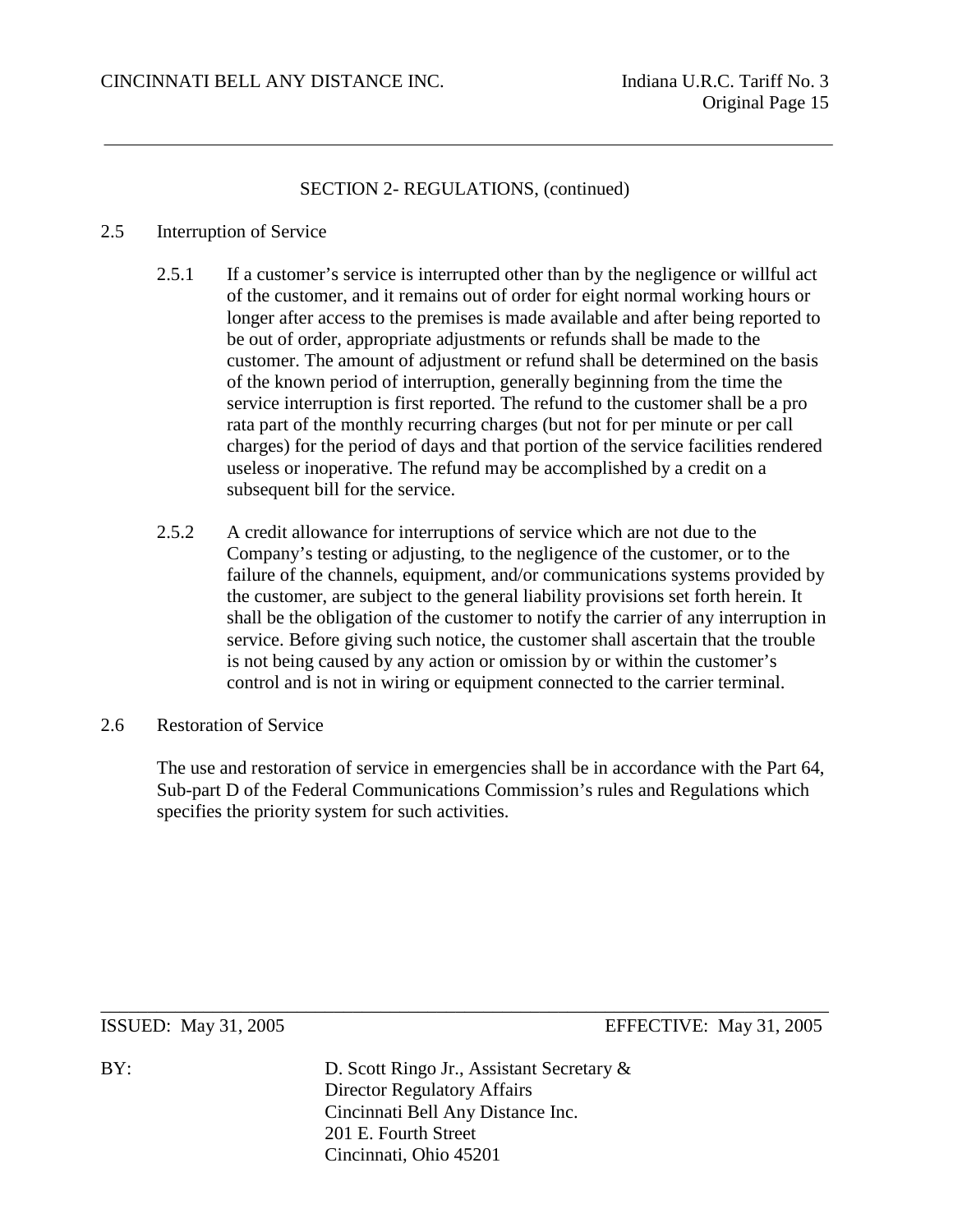SECTION 2- REGULATIONS, (continued)

2.5 Interruption of Service

2.5.1 If a customer's service is interrupted other than by the negligence or willful act of the customer, and it remains out of order for eight normal working hours or longer after access to the premises is made available and after being reported to be out of order, appropriate adjustments or refunds shall be made to the customer. The amount of adjustment or refund shall be determined on the basis of the known period of interruption, generally beginning from the time the service interruption is first reported. The refund to the customer shall be a pro rata part of the monthly recurring charges (but not for per minute or per call charges) for the period of days and that portion of the service facilities rendered useless or inoperative. The refund may be accomplished by a credit on a subsequent bill for the service.

2.5.2 A credit allowance for interruptions of service which are not due to the Company's testing or adjusting, to the negligence of the customer, or to the failure of the channels, equipment, and/or communications systems provided by the customer, are subject to the general liability provisions set forth herein. It shall be the obligation of the customer to notify the carrier of any interruption in service. Before giving such notice, the customer shall ascertain that the trouble is not being caused by any action or omission by or within the customer's control and is not in wiring or equipment connected to the carrier terminal.

2.6 Restoration of Service

The use and restoration of service in emergencies shall be in accordance with the Part 64, Sub-part D of the Federal Communications Commission's rules and Regulations which specifies the priority system for such activities.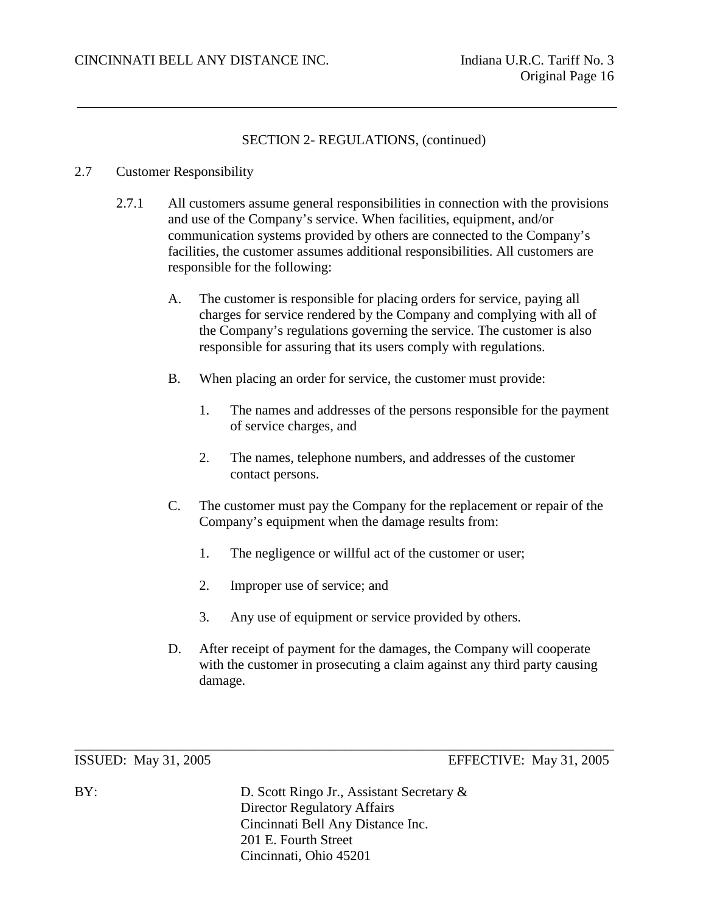SECTION 2- REGULATIONS, (continued)

2.7 Customer Responsibility

2.7.1 All customers assume general responsibilities in connection with the provisions and use of the Company's service. When facilities, equipment, and/or communication systems provided by others are connected to the Company's facilities, the customer assumes additional responsibilities. All customers are responsible for the following:

A. The customer is responsible for placing orders for service, paying all charges for service rendered by the Company and complying with all of the Company's regulations governing the service. The customer is also responsible for assuring that its users comply with regulations.

B. When placing an order for service, the customer must provide:

1. The names and addresses of the persons responsible for the payment of service charges, and

2. The names, telephone numbers, and addresses of the customer contact persons.

C. The customer must pay the Company for the replacement or repair of the Company's equipment when the damage results from:

1. The negligence or willful act of the customer or user;

2. Improper use of service; and

3. Any use of equipment or service provided by others.

D. After receipt of payment for the damages, the Company will cooperate with the customer in prosecuting a claim against any third party causing damage.

ISSUED: May 31, 2005 EFFECTIVE: May 31, 2005

BY: D. Scott Ringo Jr., Assistant Secretary & Director Regulatory Affairs
Cincinnati Bell Any Distance Inc.
201 E. Fourth Street
Cincinnati, Ohio 45201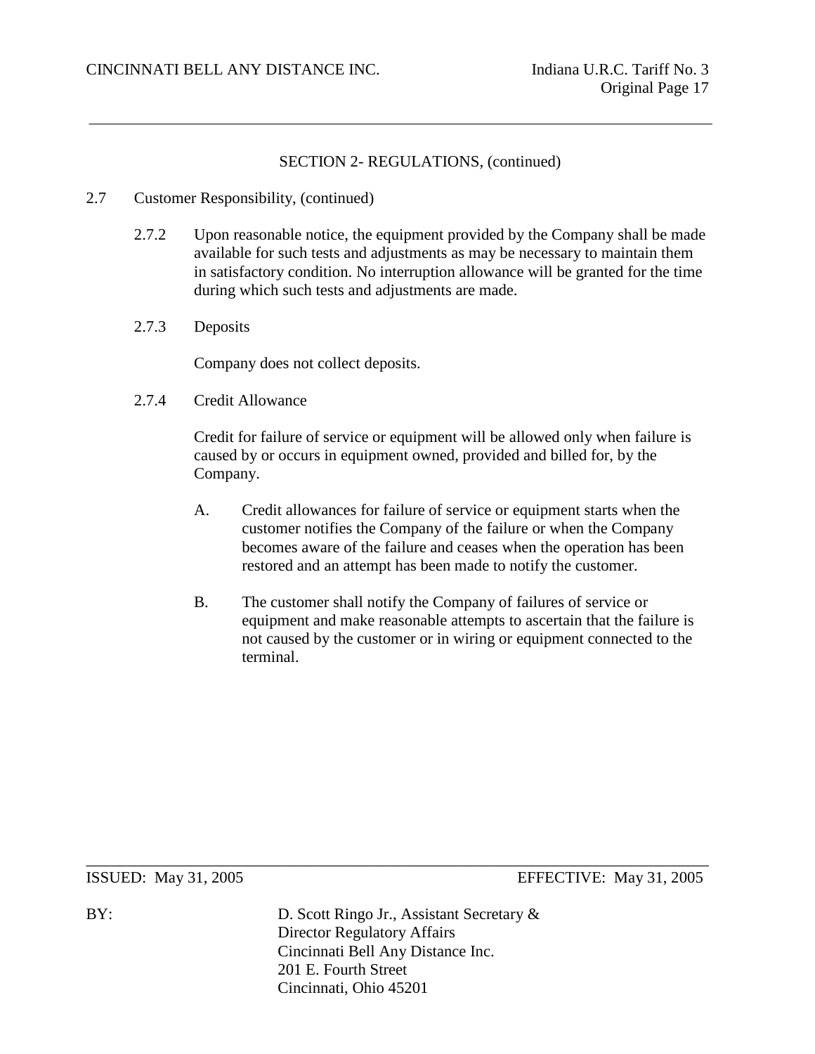## SECTION 2- REGULATIONS, (continued)

2.7 Customer Responsibility, (continued)

2.7.2 Upon reasonable notice, the equipment provided by the Company shall be made available for such tests and adjustments as may be necessary to maintain them in satisfactory condition. No interruption allowance will be granted for the time during which such tests and adjustments are made.

2.7.3 Deposits

Company does not collect deposits.

2.7.4 Credit Allowance

Credit for failure of service or equipment will be allowed only when failure is caused by or occurs in equipment owned, provided and billed for, by the Company.

A. Credit allowances for failure of service or equipment starts when the customer notifies the Company of the failure or when the Company becomes aware of the failure and ceases when the operation has been restored and an attempt has been made to notify the customer.

B. The customer shall notify the Company of failures of service or equipment and make reasonable attempts to ascertain that the failure is not caused by the customer or in wiring or equipment connected to the terminal.

ISSUED: May 31, 2005 EFFECTIVE: May 31, 2005

BY: D. Scott Ringo Jr., Assistant Secretary &
Director Regulatory Affairs
Cincinnati Bell Any Distance Inc.
201 E. Fourth Street
Cincinnati, Ohio 45201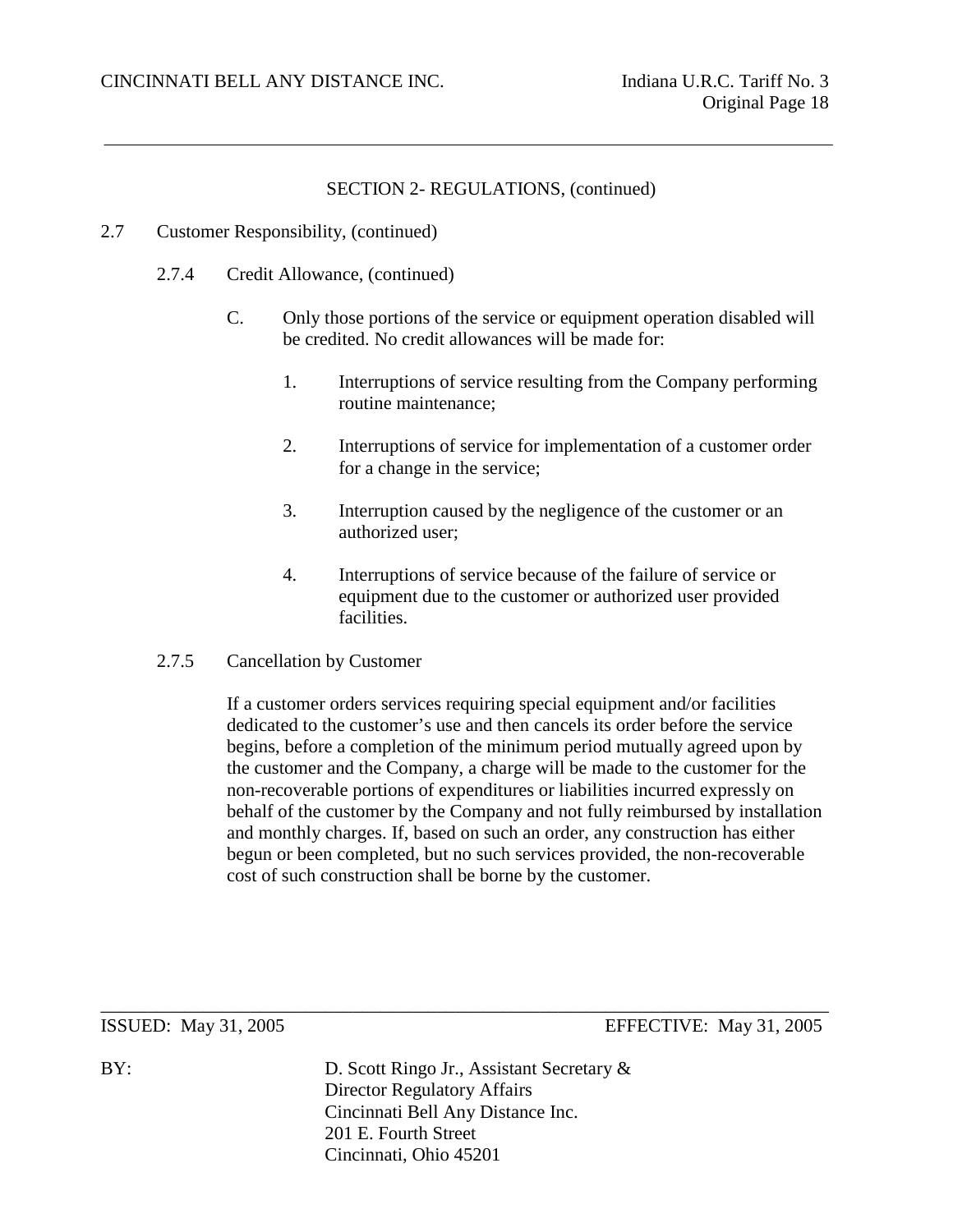## SECTION 2- REGULATIONS, (continued)

2.7 Customer Responsibility, (continued)

2.7.4 Credit Allowance, (continued)

C. Only those portions of the service or equipment operation disabled will be credited. No credit allowances will be made for:

1. Interruptions of service resulting from the Company performing routine maintenance;

2. Interruptions of service for implementation of a customer order for a change in the service;

3. Interruption caused by the negligence of the customer or an authorized user;

4. Interruptions of service because of the failure of service or equipment due to the customer or authorized user provided facilities.

2.7.5 Cancellation by Customer

If a customer orders services requiring special equipment and/or facilities dedicated to the customer's use and then cancels its order before the service begins, before a completion of the minimum period mutually agreed upon by the customer and the Company, a charge will be made to the customer for the non-recoverable portions of expenditures or liabilities incurred expressly on behalf of the customer by the Company and not fully reimbursed by installation and monthly charges. If, based on such an order, any construction has either begun or been completed, but no such services provided, the non-recoverable cost of such construction shall be borne by the customer.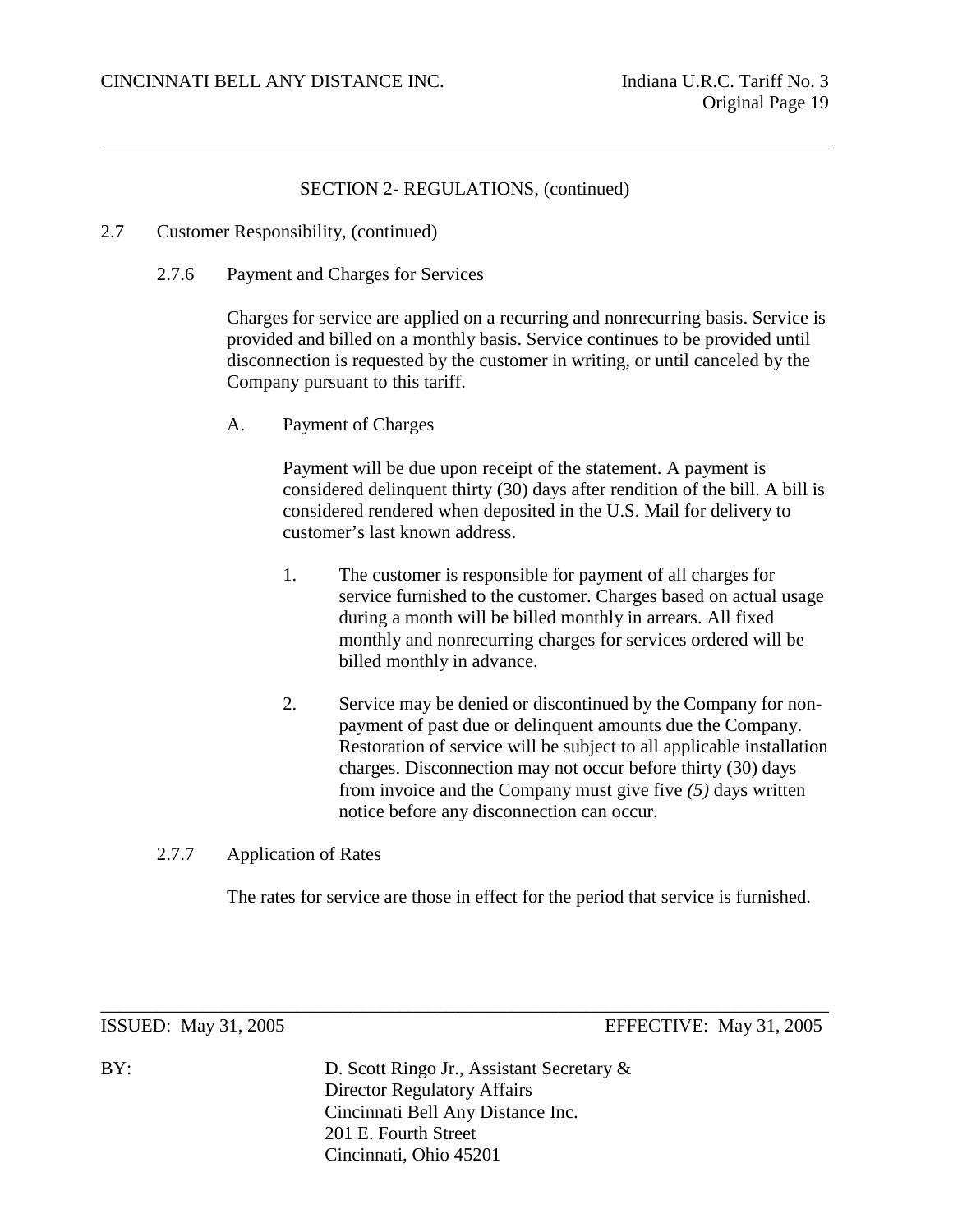## SECTION 2- REGULATIONS, (continued)

2.7 Customer Responsibility, (continued)

2.7.6 Payment and Charges for Services

Charges for service are applied on a recurring and nonrecurring basis. Service is provided and billed on a monthly basis. Service continues to be provided until disconnection is requested by the customer in writing, or until canceled by the Company pursuant to this tariff.

A. Payment of Charges

Payment will be due upon receipt of the statement. A payment is considered delinquent thirty (30) days after rendition of the bill. A bill is considered rendered when deposited in the U.S. Mail for delivery to customer's last known address.

1. The customer is responsible for payment of all charges for service furnished to the customer. Charges based on actual usage during a month will be billed monthly in arrears. All fixed monthly and nonrecurring charges for services ordered will be billed monthly in advance.

2. Service may be denied or discontinued by the Company for non-payment of past due or delinquent amounts due the Company. Restoration of service will be subject to all applicable installation charges. Disconnection may not occur before thirty (30) days from invoice and the Company must give five *(5)* days written notice before any disconnection can occur.

2.7.7 Application of Rates

The rates for service are those in effect for the period that service is furnished.

ISSUED: May 31, 2005 EFFECTIVE: May 31, 2005

BY: D. Scott Ringo Jr., Assistant Secretary & Director Regulatory Affairs
Cincinnati Bell Any Distance Inc.
201 E. Fourth Street
Cincinnati, Ohio 45201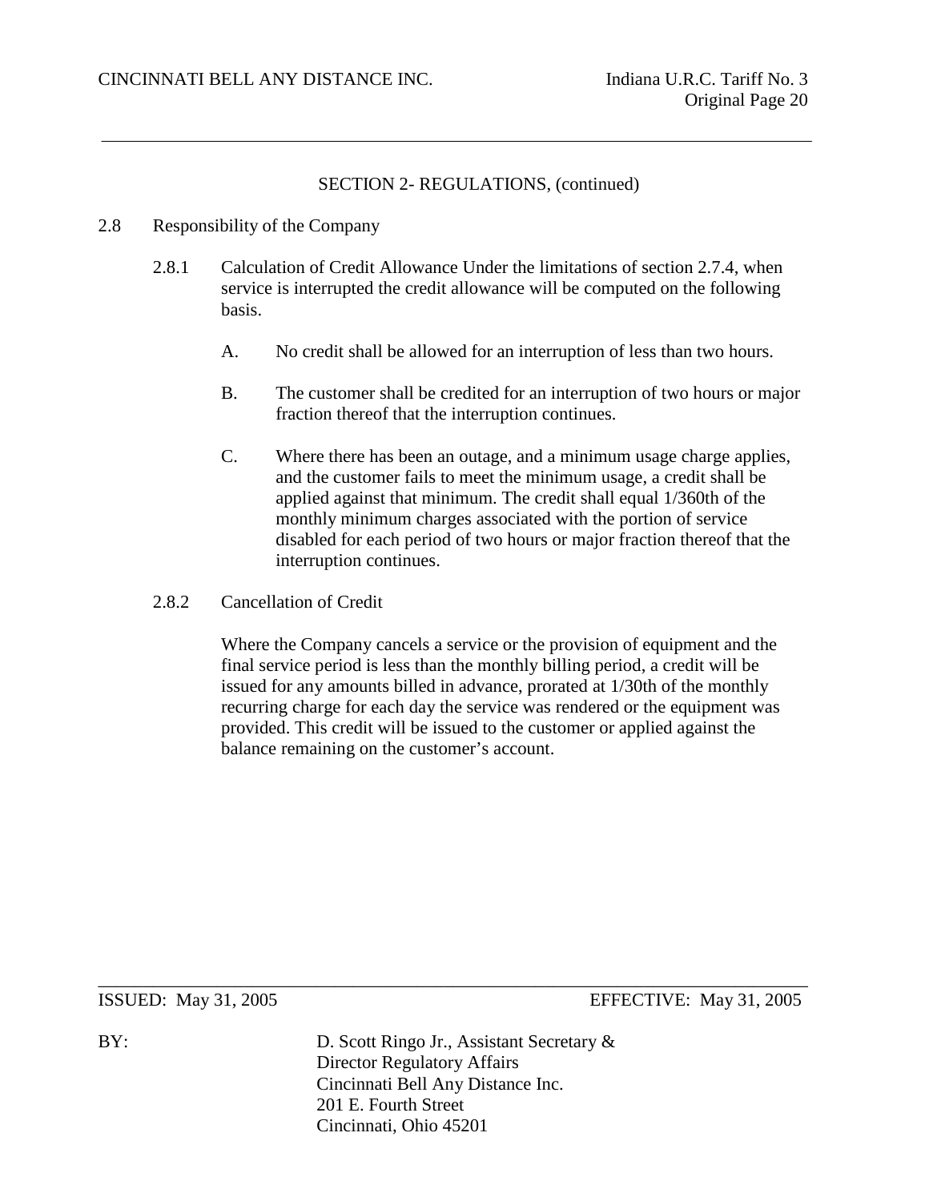SECTION 2- REGULATIONS, (continued)

## 2.8 Responsibility of the Company

### 2.8.1 Calculation of Credit Allowance

Calculation of Credit Allowance Under the limitations of section 2.7.4, when service is interrupted the credit allowance will be computed on the following basis.

A. No credit shall be allowed for an interruption of less than two hours.

B. The customer shall be credited for an interruption of two hours or major fraction thereof that the interruption continues.

C. Where there has been an outage, and a minimum usage charge applies, and the customer fails to meet the minimum usage, a credit shall be applied against that minimum. The credit shall equal 1/360th of the monthly minimum charges associated with the portion of service disabled for each period of two hours or major fraction thereof that the interruption continues.

### 2.8.2 Cancellation of Credit

Where the Company cancels a service or the provision of equipment and the final service period is less than the monthly billing period, a credit will be issued for any amounts billed in advance, prorated at 1/30th of the monthly recurring charge for each day the service was rendered or the equipment was provided. This credit will be issued to the customer or applied against the balance remaining on the customer's account.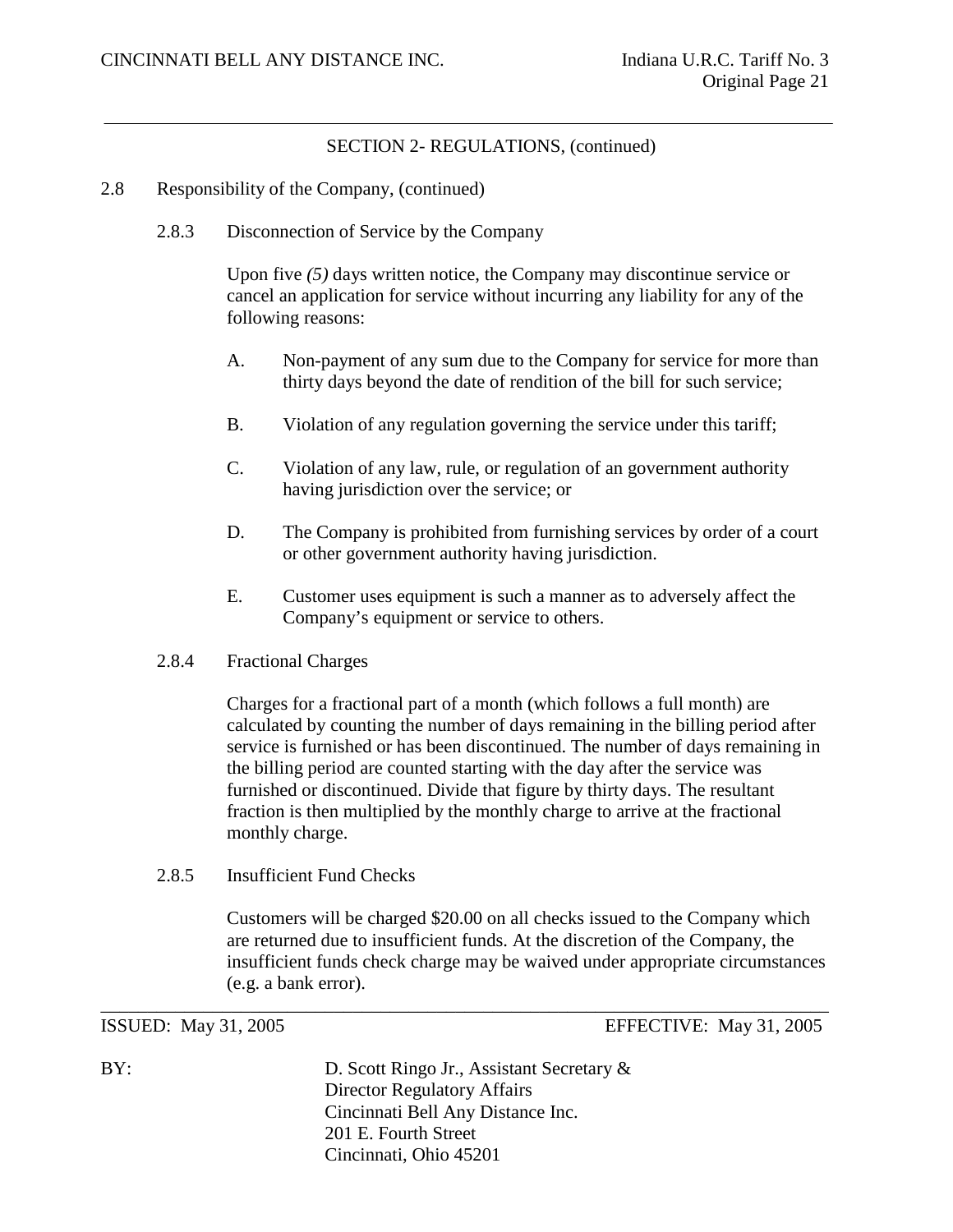SECTION 2- REGULATIONS, (continued)

2.8 Responsibility of the Company, (continued)

2.8.3 Disconnection of Service by the Company

Upon five *(5)* days written notice, the Company may discontinue service or cancel an application for service without incurring any liability for any of the following reasons:

A. Non-payment of any sum due to the Company for service for more than thirty days beyond the date of rendition of the bill for such service;

B. Violation of any regulation governing the service under this tariff;

C. Violation of any law, rule, or regulation of an government authority having jurisdiction over the service; or

D. The Company is prohibited from furnishing services by order of a court or other government authority having jurisdiction.

E. Customer uses equipment is such a manner as to adversely affect the Company's equipment or service to others.

2.8.4 Fractional Charges

Charges for a fractional part of a month (which follows a full month) are calculated by counting the number of days remaining in the billing period after service is furnished or has been discontinued. The number of days remaining in the billing period are counted starting with the day after the service was furnished or discontinued. Divide that figure by thirty days. The resultant fraction is then multiplied by the monthly charge to arrive at the fractional monthly charge.

2.8.5 Insufficient Fund Checks

Customers will be charged $20.00 on all checks issued to the Company which are returned due to insufficient funds. At the discretion of the Company, the insufficient funds check charge may be waived under appropriate circumstances (e.g. a bank error).

ISSUED: May 31, 2005 EFFECTIVE: May 31, 2005

BY: D. Scott Ringo Jr., Assistant Secretary &
Director Regulatory Affairs
Cincinnati Bell Any Distance Inc.
201 E. Fourth Street
Cincinnati, Ohio 45201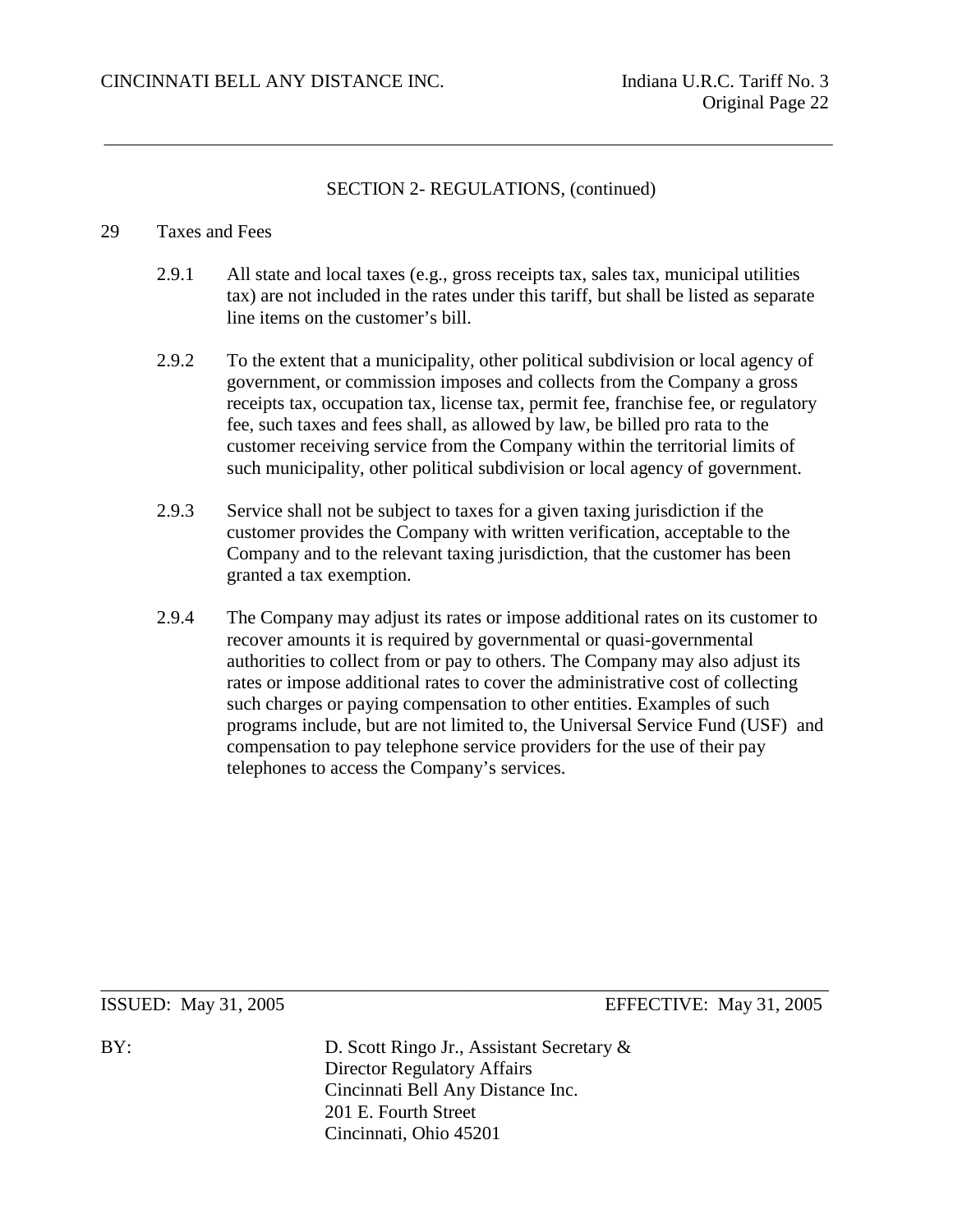SECTION 2- REGULATIONS, (continued)

29 Taxes and Fees

2.9.1 All state and local taxes (e.g., gross receipts tax, sales tax, municipal utilities tax) are not included in the rates under this tariff, but shall be listed as separate line items on the customer's bill.

2.9.2 To the extent that a municipality, other political subdivision or local agency of government, or commission imposes and collects from the Company a gross receipts tax, occupation tax, license tax, permit fee, franchise fee, or regulatory fee, such taxes and fees shall, as allowed by law, be billed pro rata to the customer receiving service from the Company within the territorial limits of such municipality, other political subdivision or local agency of government.

2.9.3 Service shall not be subject to taxes for a given taxing jurisdiction if the customer provides the Company with written verification, acceptable to the Company and to the relevant taxing jurisdiction, that the customer has been granted a tax exemption.

2.9.4 The Company may adjust its rates or impose additional rates on its customer to recover amounts it is required by governmental or quasi-governmental authorities to collect from or pay to others. The Company may also adjust its rates or impose additional rates to cover the administrative cost of collecting such charges or paying compensation to other entities. Examples of such programs include, but are not limited to, the Universal Service Fund (USF) and compensation to pay telephone service providers for the use of their pay telephones to access the Company's services.

ISSUED: May 31, 2005 EFFECTIVE: May 31, 2005

BY: D. Scott Ringo Jr., Assistant Secretary &
Director Regulatory Affairs
Cincinnati Bell Any Distance Inc.
201 E. Fourth Street
Cincinnati, Ohio 45201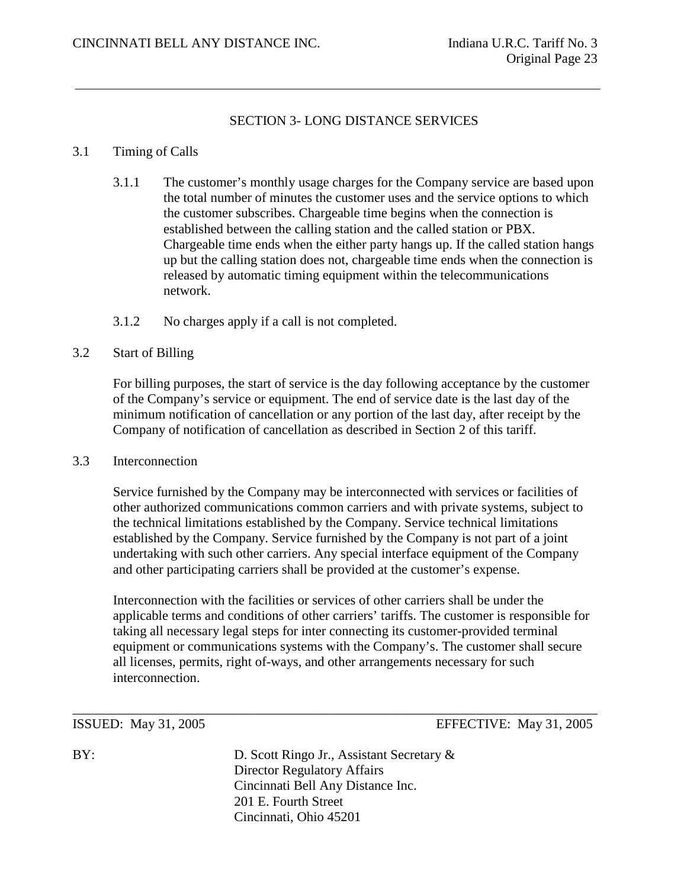## SECTION 3- LONG DISTANCE SERVICES

### 3.1 Timing of Calls

3.1.1 The customer's monthly usage charges for the Company service are based upon the total number of minutes the customer uses and the service options to which the customer subscribes. Chargeable time begins when the connection is established between the calling station and the called station or PBX. Chargeable time ends when the either party hangs up. If the called station hangs up but the calling station does not, chargeable time ends when the connection is released by automatic timing equipment within the telecommunications network.

3.1.2 No charges apply if a call is not completed.

### 3.2 Start of Billing

For billing purposes, the start of service is the day following acceptance by the customer of the Company's service or equipment. The end of service date is the last day of the minimum notification of cancellation or any portion of the last day, after receipt by the Company of notification of cancellation as described in Section 2 of this tariff.

### 3.3 Interconnection

Service furnished by the Company may be interconnected with services or facilities of other authorized communications common carriers and with private systems, subject to the technical limitations established by the Company. Service technical limitations established by the Company. Service furnished by the Company is not part of a joint undertaking with such other carriers. Any special interface equipment of the Company and other participating carriers shall be provided at the customer's expense.

Interconnection with the facilities or services of other carriers shall be under the applicable terms and conditions of other carriers' tariffs. The customer is responsible for taking all necessary legal steps for inter connecting its customer-provided terminal equipment or communications systems with the Company's. The customer shall secure all licenses, permits, right of-ways, and other arrangements necessary for such interconnection.

ISSUED: May 31, 2005 EFFECTIVE: May 31, 2005

BY: D. Scott Ringo Jr., Assistant Secretary &
Director Regulatory Affairs
Cincinnati Bell Any Distance Inc.
201 E. Fourth Street
Cincinnati, Ohio 45201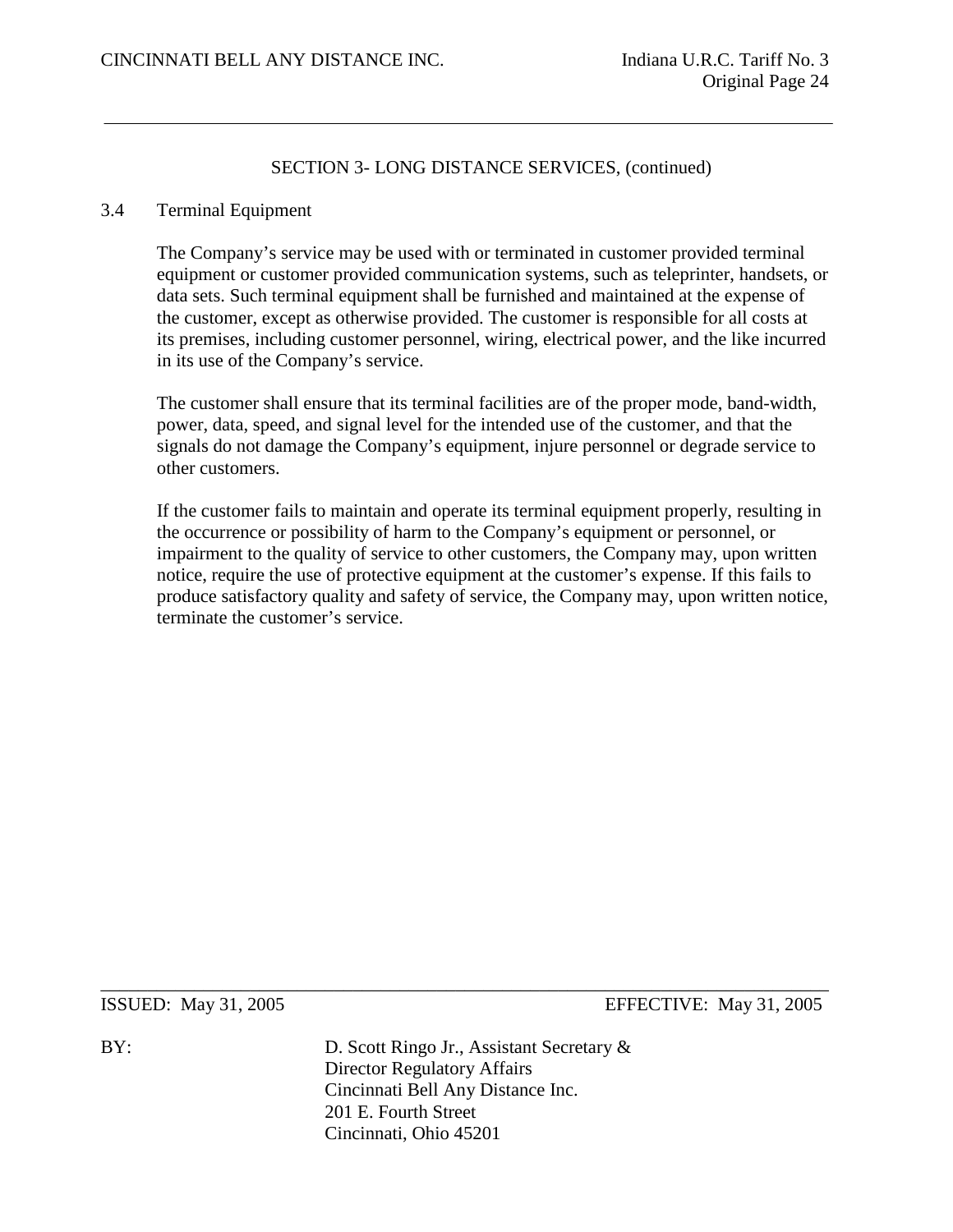## SECTION 3- LONG DISTANCE SERVICES, (continued)

### 3.4 Terminal Equipment

The Company's service may be used with or terminated in customer provided terminal equipment or customer provided communication systems, such as teleprinter, handsets, or data sets. Such terminal equipment shall be furnished and maintained at the expense of the customer, except as otherwise provided. The customer is responsible for all costs at its premises, including customer personnel, wiring, electrical power, and the like incurred in its use of the Company's service.

The customer shall ensure that its terminal facilities are of the proper mode, band-width, power, data, speed, and signal level for the intended use of the customer, and that the signals do not damage the Company's equipment, injure personnel or degrade service to other customers.

If the customer fails to maintain and operate its terminal equipment properly, resulting in the occurrence or possibility of harm to the Company's equipment or personnel, or impairment to the quality of service to other customers, the Company may, upon written notice, require the use of protective equipment at the customer's expense. If this fails to produce satisfactory quality and safety of service, the Company may, upon written notice, terminate the customer's service.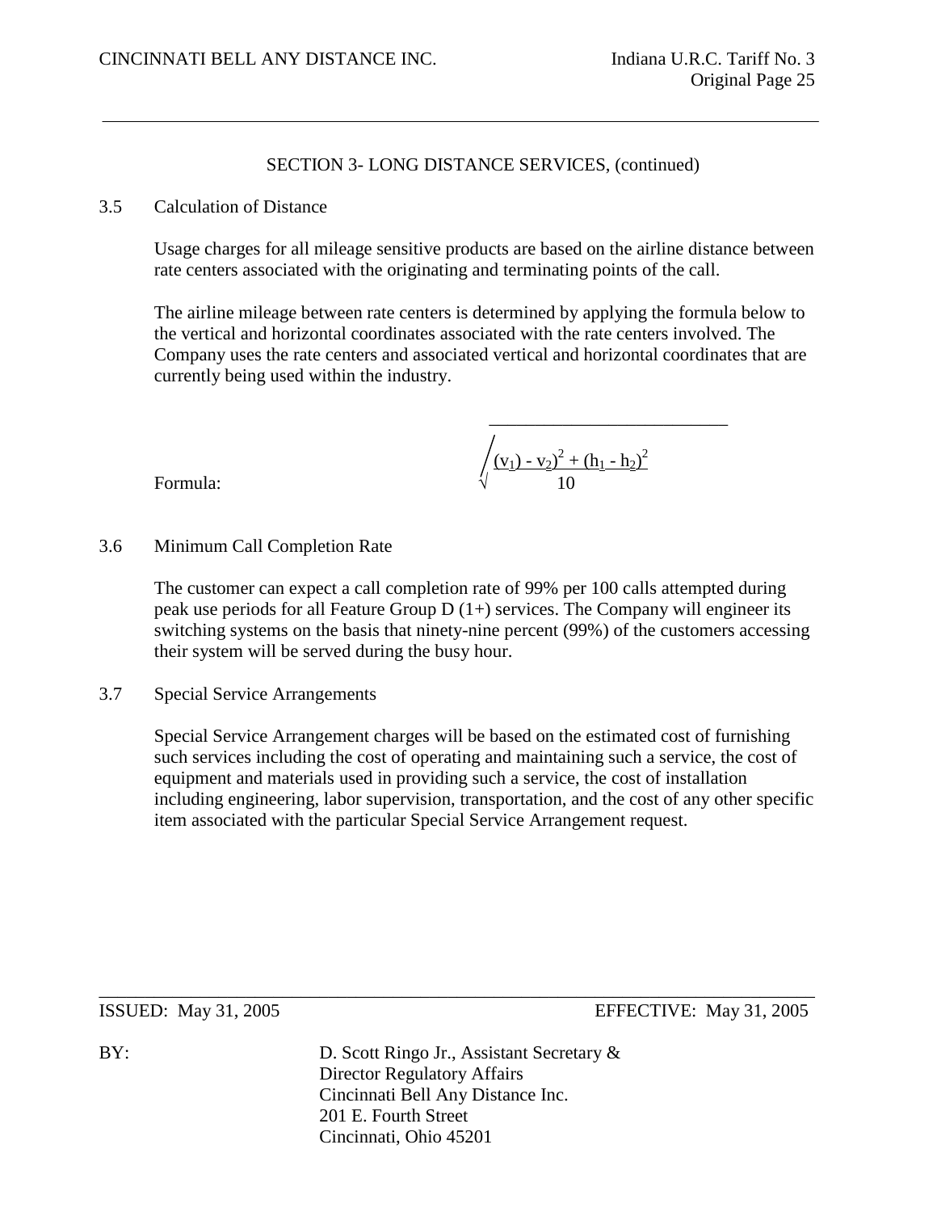## SECTION 3- LONG DISTANCE SERVICES, (continued)

### 3.5 Calculation of Distance

Usage charges for all mileage sensitive products are based on the airline distance between rate centers associated with the originating and terminating points of the call.

The airline mileage between rate centers is determined by applying the formula below to the vertical and horizontal coordinates associated with the rate centers involved. The Company uses the rate centers and associated vertical and horizontal coordinates that are currently being used within the industry.

Formula:

$$\sqrt{\frac{(v_1) - v_2)^2 + (h_1 - h_2)^2}{10}}$$

### 3.6 Minimum Call Completion Rate

The customer can expect a call completion rate of 99% per 100 calls attempted during peak use periods for all Feature Group D (1+) services. The Company will engineer its switching systems on the basis that ninety-nine percent (99%) of the customers accessing their system will be served during the busy hour.

### 3.7 Special Service Arrangements

Special Service Arrangement charges will be based on the estimated cost of furnishing such services including the cost of operating and maintaining such a service, the cost of equipment and materials used in providing such a service, the cost of installation including engineering, labor supervision, transportation, and the cost of any other specific item associated with the particular Special Service Arrangement request.

ISSUED: May 31, 2005 EFFECTIVE: May 31, 2005

BY: D. Scott Ringo Jr., Assistant Secretary &
Director Regulatory Affairs
Cincinnati Bell Any Distance Inc.
201 E. Fourth Street
Cincinnati, Ohio 45201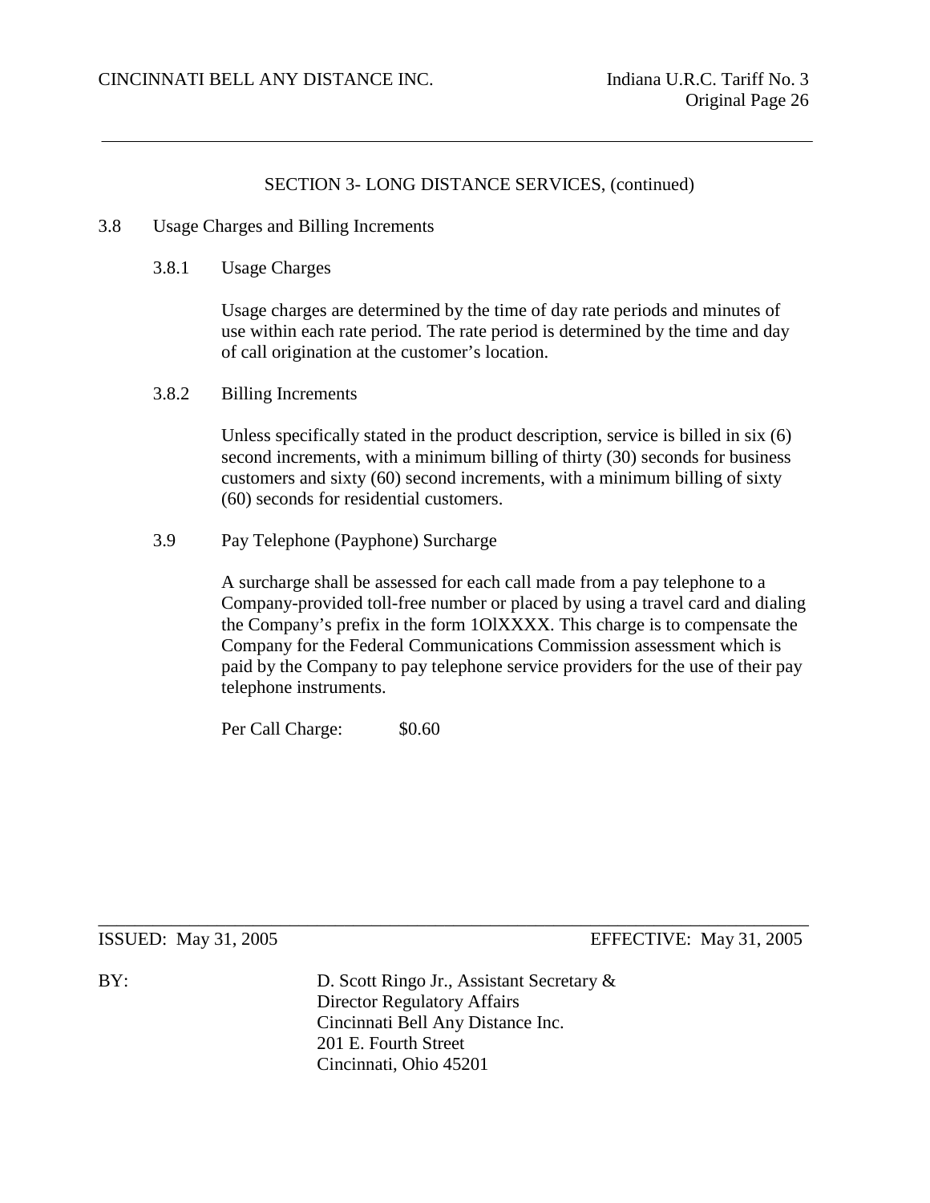## SECTION 3- LONG DISTANCE SERVICES, (continued)

### 3.8 Usage Charges and Billing Increments

#### 3.8.1 Usage Charges

Usage charges are determined by the time of day rate periods and minutes of use within each rate period. The rate period is determined by the time and day of call origination at the customer's location.

#### 3.8.2 Billing Increments

Unless specifically stated in the product description, service is billed in six (6) second increments, with a minimum billing of thirty (30) seconds for business customers and sixty (60) second increments, with a minimum billing of sixty (60) seconds for residential customers.

### 3.9 Pay Telephone (Payphone) Surcharge

A surcharge shall be assessed for each call made from a pay telephone to a Company-provided toll-free number or placed by using a travel card and dialing the Company's prefix in the form 1OlXXXX. This charge is to compensate the Company for the Federal Communications Commission assessment which is paid by the Company to pay telephone service providers for the use of their pay telephone instruments.

Per Call Charge: $0.60

ISSUED: May 31, 2005 EFFECTIVE: May 31, 2005

BY: D. Scott Ringo Jr., Assistant Secretary &
Director Regulatory Affairs
Cincinnati Bell Any Distance Inc.
201 E. Fourth Street
Cincinnati, Ohio 45201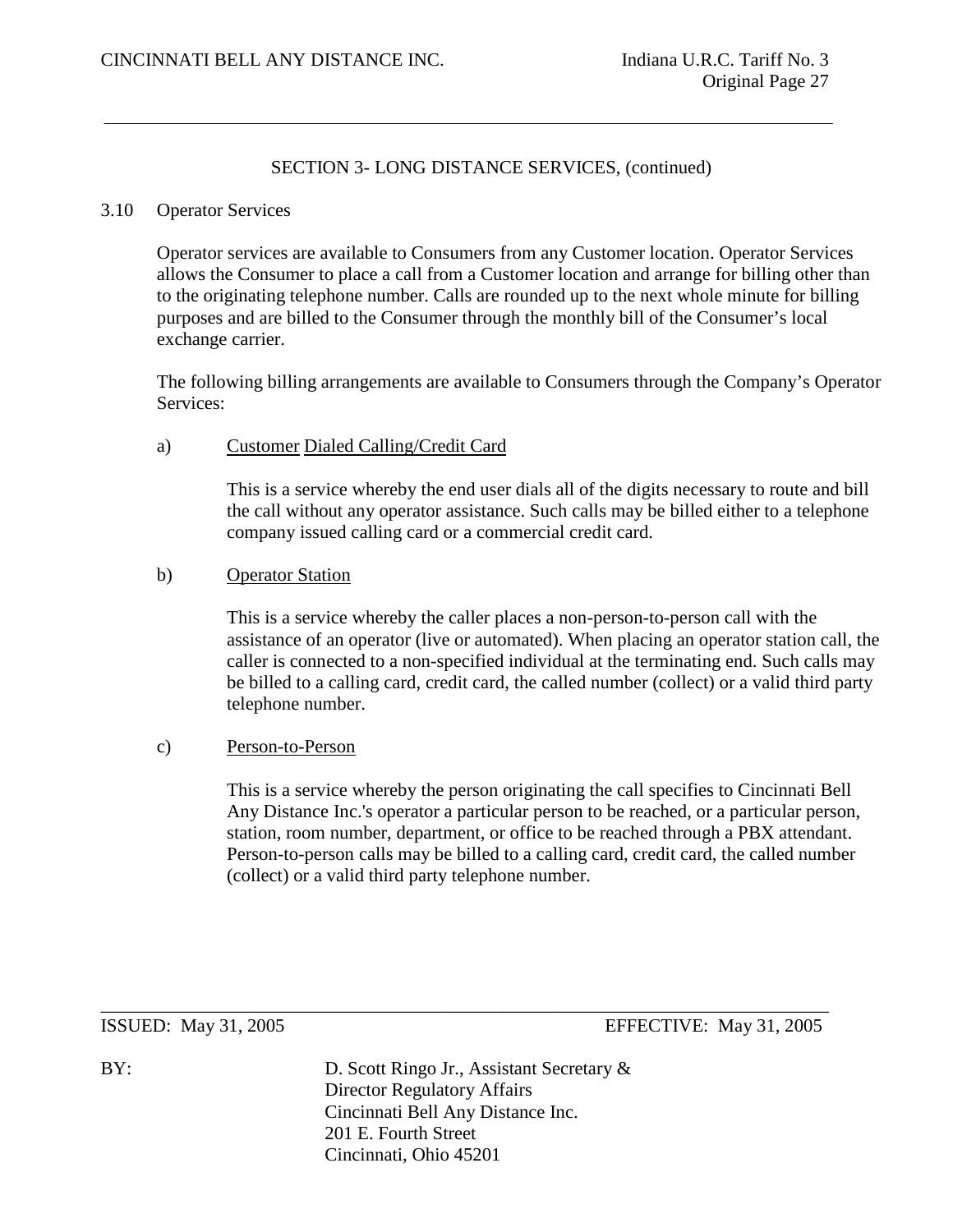## SECTION 3- LONG DISTANCE SERVICES, (continued)

### 3.10 Operator Services

Operator services are available to Consumers from any Customer location. Operator Services allows the Consumer to place a call from a Customer location and arrange for billing other than to the originating telephone number. Calls are rounded up to the next whole minute for billing purposes and are billed to the Consumer through the monthly bill of the Consumer's local exchange carrier.

The following billing arrangements are available to Consumers through the Company's Operator Services:

a) Customer Dialed Calling/Credit Card

This is a service whereby the end user dials all of the digits necessary to route and bill the call without any operator assistance. Such calls may be billed either to a telephone company issued calling card or a commercial credit card.

b) Operator Station

This is a service whereby the caller places a non-person-to-person call with the assistance of an operator (live or automated). When placing an operator station call, the caller is connected to a non-specified individual at the terminating end. Such calls may be billed to a calling card, credit card, the called number (collect) or a valid third party telephone number.

c) Person-to-Person

This is a service whereby the person originating the call specifies to Cincinnati Bell Any Distance Inc.'s operator a particular person to be reached, or a particular person, station, room number, department, or office to be reached through a PBX attendant. Person-to-person calls may be billed to a calling card, credit card, the called number (collect) or a valid third party telephone number.

ISSUED: May 31, 2005 EFFECTIVE: May 31, 2005

BY: D. Scott Ringo Jr., Assistant Secretary & Director Regulatory Affairs
Cincinnati Bell Any Distance Inc.
201 E. Fourth Street
Cincinnati, Ohio 45201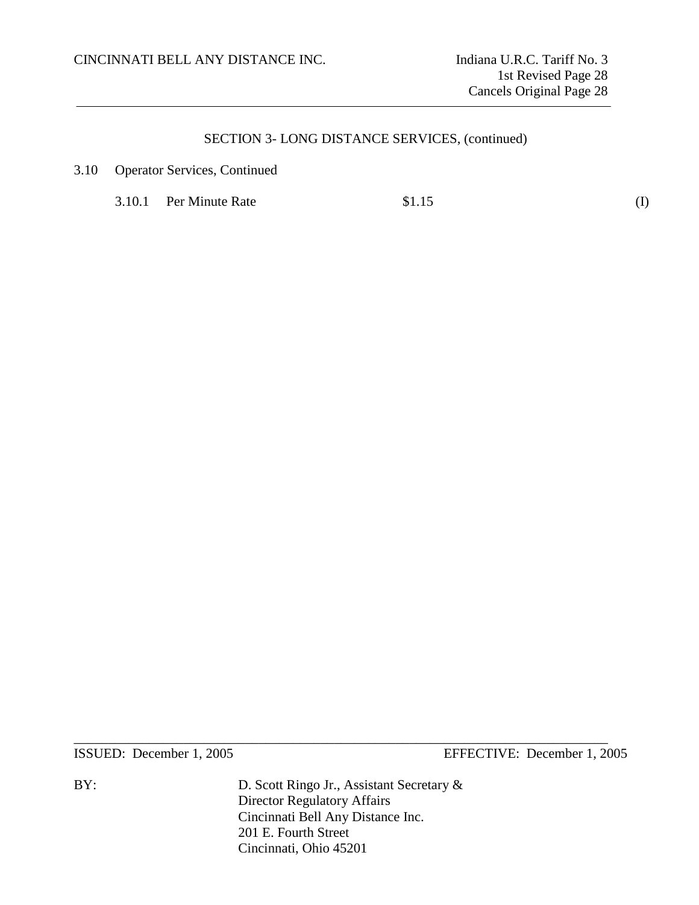## SECTION 3- LONG DISTANCE SERVICES, (continued)

3.10 Operator Services, Continued

3.10.1 Per Minute Rate $1.15 (I)

ISSUED: December 1, 2005 EFFECTIVE: December 1, 2005

BY: D. Scott Ringo Jr., Assistant Secretary &
Director Regulatory Affairs
Cincinnati Bell Any Distance Inc.
201 E. Fourth Street
Cincinnati, Ohio 45201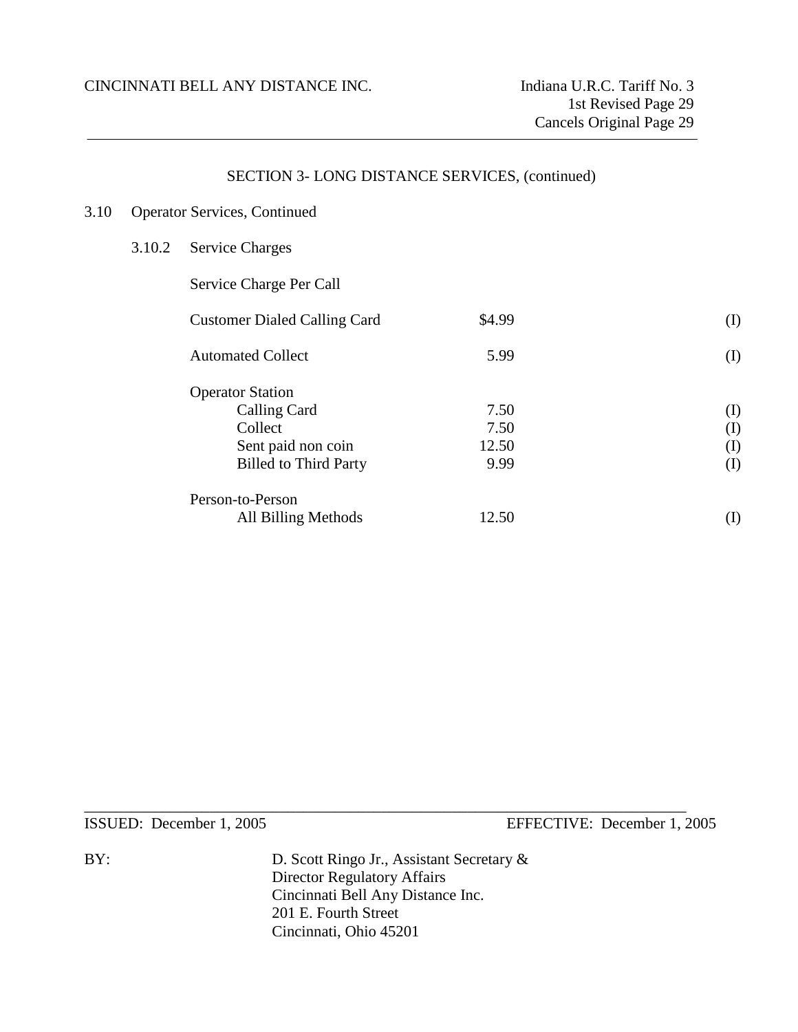CINCINNATI BELL ANY DISTANCE INC.

Indiana U.R.C. Tariff No. 3
1st Revised Page 29
Cancels Original Page 29

## SECTION 3- LONG DISTANCE SERVICES, (continued)

### 3.10 Operator Services, Continued

#### 3.10.2 Service Charges

Service Charge Per Call

| | | |
|---|---|---|
| Customer Dialed Calling Card | $4.99 | (I) |
| Automated Collect | 5.99 | (I) |
| Operator Station | | |
| Calling Card | 7.50 | (I) |
| Collect | 7.50 | (I) |
| Sent paid non coin | 12.50 | (I) |
| Billed to Third Party | 9.99 | (I) |
| Person-to-Person | | |
| All Billing Methods | 12.50 | (I) |

ISSUED: December 1, 2005 EFFECTIVE: December 1, 2005

BY: D. Scott Ringo Jr., Assistant Secretary &
Director Regulatory Affairs
Cincinnati Bell Any Distance Inc.
201 E. Fourth Street
Cincinnati, Ohio 45201